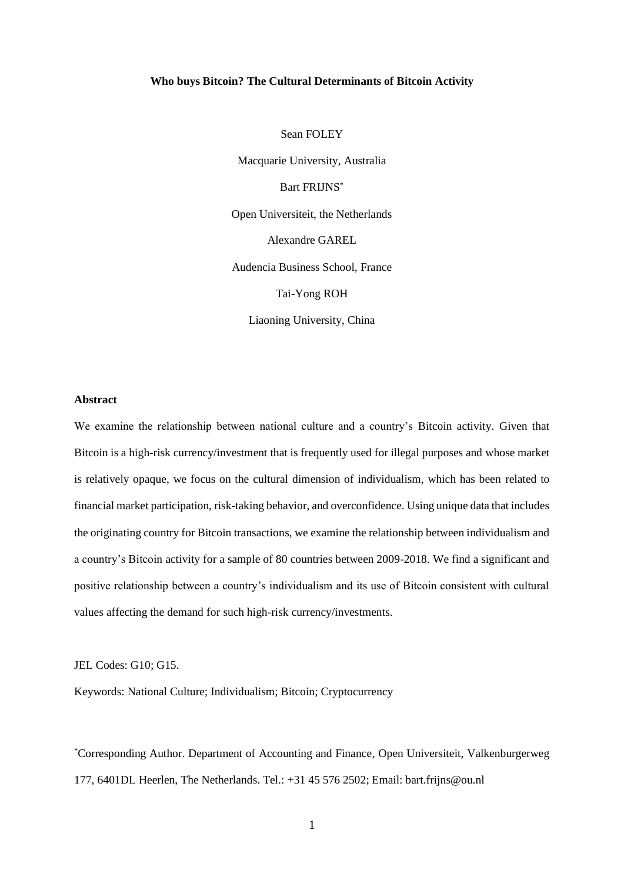# Who buys Bitcoin? The Cultural Determinants of Bitcoin Activity

Sean FOLEY

Macquarie University, Australia

Bart FRIJNS[*]

Open Universiteit, the Netherlands

Alexandre GAREL

Audencia Business School, France

Tai-Yong ROH

Liaoning University, China

## Abstract

We examine the relationship between national culture and a country's Bitcoin activity. Given that Bitcoin is a high-risk currency/investment that is frequently used for illegal purposes and whose market is relatively opaque, we focus on the cultural dimension of individualism, which has been related to financial market participation, risk-taking behavior, and overconfidence. Using unique data that includes the originating country for Bitcoin transactions, we examine the relationship between individualism and a country's Bitcoin activity for a sample of 80 countries between 2009-2018. We find a significant and positive relationship between a country's individualism and its use of Bitcoin consistent with cultural values affecting the demand for such high-risk currency/investments.

JEL Codes: G10; G15.

Keywords: National Culture; Individualism; Bitcoin; Cryptocurrency

[*]Corresponding Author. Department of Accounting and Finance, Open Universiteit, Valkenburgerweg 177, 6401DL Heerlen, The Netherlands. Tel.: +31 45 576 2502; Email: bart.frijns@ou.nl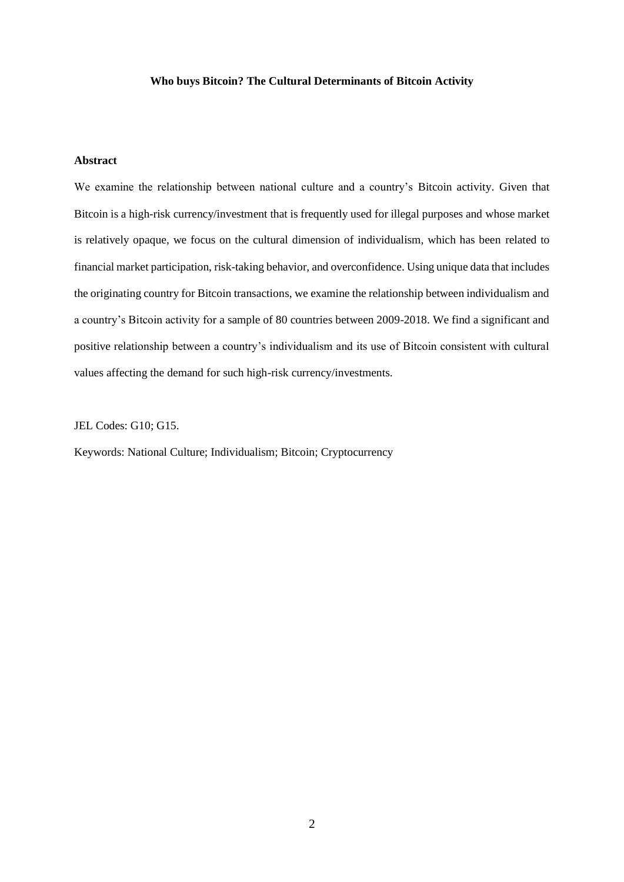**Who buys Bitcoin? The Cultural Determinants of Bitcoin Activity**

**Abstract**

We examine the relationship between national culture and a country's Bitcoin activity. Given that Bitcoin is a high-risk currency/investment that is frequently used for illegal purposes and whose market is relatively opaque, we focus on the cultural dimension of individualism, which has been related to financial market participation, risk-taking behavior, and overconfidence. Using unique data that includes the originating country for Bitcoin transactions, we examine the relationship between individualism and a country's Bitcoin activity for a sample of 80 countries between 2009-2018. We find a significant and positive relationship between a country's individualism and its use of Bitcoin consistent with cultural values affecting the demand for such high-risk currency/investments.

JEL Codes: G10; G15.

Keywords: National Culture; Individualism; Bitcoin; Cryptocurrency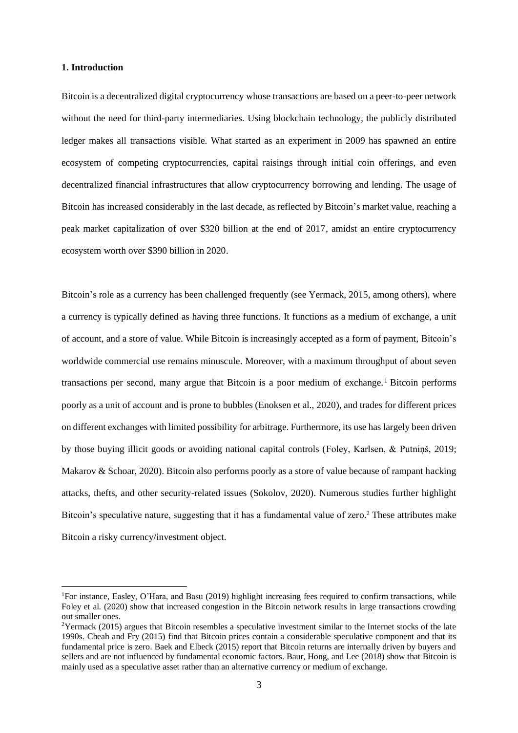### 1. Introduction

Bitcoin is a decentralized digital cryptocurrency whose transactions are based on a peer-to-peer network without the need for third-party intermediaries. Using blockchain technology, the publicly distributed ledger makes all transactions visible. What started as an experiment in 2009 has spawned an entire ecosystem of competing cryptocurrencies, capital raisings through initial coin offerings, and even decentralized financial infrastructures that allow cryptocurrency borrowing and lending. The usage of Bitcoin has increased considerably in the last decade, as reflected by Bitcoin's market value, reaching a peak market capitalization of over $320 billion at the end of 2017, amidst an entire cryptocurrency ecosystem worth over $390 billion in 2020.

Bitcoin's role as a currency has been challenged frequently (see Yermack, 2015, among others), where a currency is typically defined as having three functions. It functions as a medium of exchange, a unit of account, and a store of value. While Bitcoin is increasingly accepted as a form of payment, Bitcoin's worldwide commercial use remains minuscule. Moreover, with a maximum throughput of about seven transactions per second, many argue that Bitcoin is a poor medium of exchange.[1] Bitcoin performs poorly as a unit of account and is prone to bubbles (Enoksen et al., 2020), and trades for different prices on different exchanges with limited possibility for arbitrage. Furthermore, its use has largely been driven by those buying illicit goods or avoiding national capital controls (Foley, Karlsen, & Putniņš, 2019; Makarov & Schoar, 2020). Bitcoin also performs poorly as a store of value because of rampant hacking attacks, thefts, and other security-related issues (Sokolov, 2020). Numerous studies further highlight Bitcoin's speculative nature, suggesting that it has a fundamental value of zero.[2] These attributes make Bitcoin a risky currency/investment object.

[1] For instance, Easley, O'Hara, and Basu (2019) highlight increasing fees required to confirm transactions, while Foley et al. (2020) show that increased congestion in the Bitcoin network results in large transactions crowding out smaller ones.

[2] Yermack (2015) argues that Bitcoin resembles a speculative investment similar to the Internet stocks of the late 1990s. Cheah and Fry (2015) find that Bitcoin prices contain a considerable speculative component and that its fundamental price is zero. Baek and Elbeck (2015) report that Bitcoin returns are internally driven by buyers and sellers and are not influenced by fundamental economic factors. Baur, Hong, and Lee (2018) show that Bitcoin is mainly used as a speculative asset rather than an alternative currency or medium of exchange.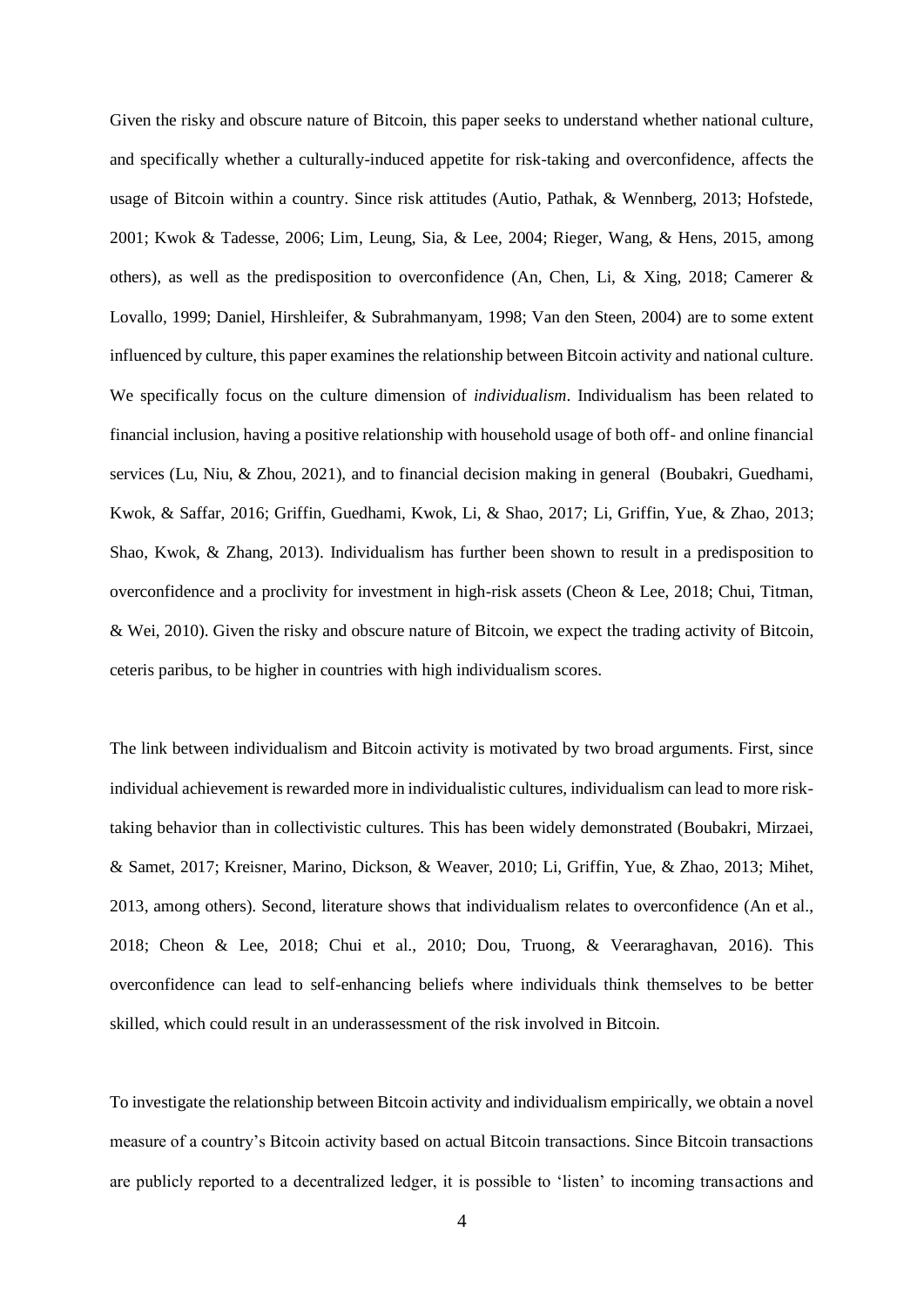Given the risky and obscure nature of Bitcoin, this paper seeks to understand whether national culture, and specifically whether a culturally-induced appetite for risk-taking and overconfidence, affects the usage of Bitcoin within a country. Since risk attitudes (Autio, Pathak, & Wennberg, 2013; Hofstede, 2001; Kwok & Tadesse, 2006; Lim, Leung, Sia, & Lee, 2004; Rieger, Wang, & Hens, 2015, among others), as well as the predisposition to overconfidence (An, Chen, Li, & Xing, 2018; Camerer & Lovallo, 1999; Daniel, Hirshleifer, & Subrahmanyam, 1998; Van den Steen, 2004) are to some extent influenced by culture, this paper examines the relationship between Bitcoin activity and national culture. We specifically focus on the culture dimension of *individualism*. Individualism has been related to financial inclusion, having a positive relationship with household usage of both off- and online financial services (Lu, Niu, & Zhou, 2021), and to financial decision making in general (Boubakri, Guedhami, Kwok, & Saffar, 2016; Griffin, Guedhami, Kwok, Li, & Shao, 2017; Li, Griffin, Yue, & Zhao, 2013; Shao, Kwok, & Zhang, 2013). Individualism has further been shown to result in a predisposition to overconfidence and a proclivity for investment in high-risk assets (Cheon & Lee, 2018; Chui, Titman, & Wei, 2010). Given the risky and obscure nature of Bitcoin, we expect the trading activity of Bitcoin, ceteris paribus, to be higher in countries with high individualism scores.

The link between individualism and Bitcoin activity is motivated by two broad arguments. First, since individual achievement is rewarded more in individualistic cultures, individualism can lead to more risk-taking behavior than in collectivistic cultures. This has been widely demonstrated (Boubakri, Mirzaei, & Samet, 2017; Kreisner, Marino, Dickson, & Weaver, 2010; Li, Griffin, Yue, & Zhao, 2013; Mihet, 2013, among others). Second, literature shows that individualism relates to overconfidence (An et al., 2018; Cheon & Lee, 2018; Chui et al., 2010; Dou, Truong, & Veeraraghavan, 2016). This overconfidence can lead to self-enhancing beliefs where individuals think themselves to be better skilled, which could result in an underassessment of the risk involved in Bitcoin.

To investigate the relationship between Bitcoin activity and individualism empirically, we obtain a novel measure of a country's Bitcoin activity based on actual Bitcoin transactions. Since Bitcoin transactions are publicly reported to a decentralized ledger, it is possible to 'listen' to incoming transactions and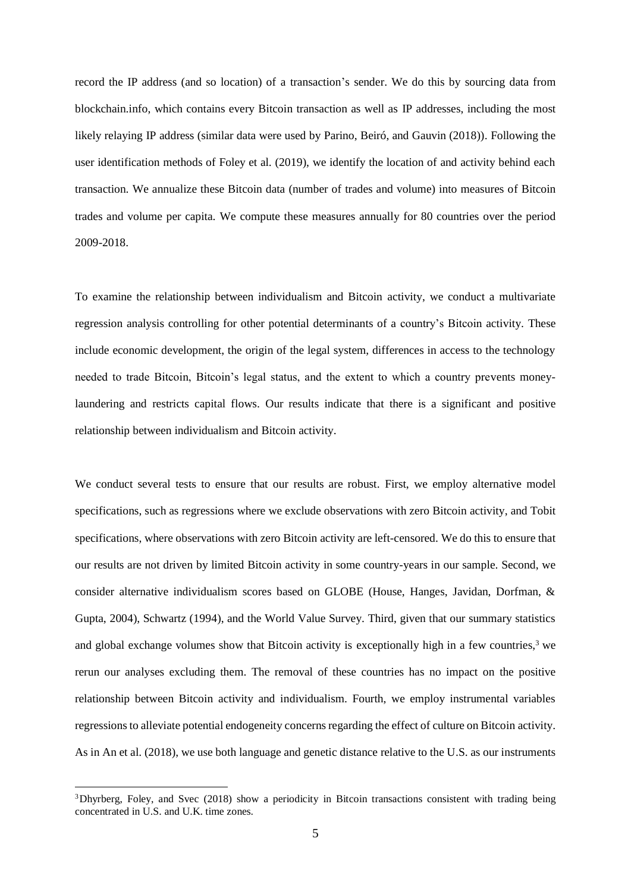record the IP address (and so location) of a transaction's sender. We do this by sourcing data from blockchain.info, which contains every Bitcoin transaction as well as IP addresses, including the most likely relaying IP address (similar data were used by Parino, Beiró, and Gauvin (2018)). Following the user identification methods of Foley et al. (2019), we identify the location of and activity behind each transaction. We annualize these Bitcoin data (number of trades and volume) into measures of Bitcoin trades and volume per capita. We compute these measures annually for 80 countries over the period 2009-2018.

To examine the relationship between individualism and Bitcoin activity, we conduct a multivariate regression analysis controlling for other potential determinants of a country's Bitcoin activity. These include economic development, the origin of the legal system, differences in access to the technology needed to trade Bitcoin, Bitcoin's legal status, and the extent to which a country prevents money-laundering and restricts capital flows. Our results indicate that there is a significant and positive relationship between individualism and Bitcoin activity.

We conduct several tests to ensure that our results are robust. First, we employ alternative model specifications, such as regressions where we exclude observations with zero Bitcoin activity, and Tobit specifications, where observations with zero Bitcoin activity are left-censored. We do this to ensure that our results are not driven by limited Bitcoin activity in some country-years in our sample. Second, we consider alternative individualism scores based on GLOBE (House, Hanges, Javidan, Dorfman, & Gupta, 2004), Schwartz (1994), and the World Value Survey. Third, given that our summary statistics and global exchange volumes show that Bitcoin activity is exceptionally high in a few countries,[3] we rerun our analyses excluding them. The removal of these countries has no impact on the positive relationship between Bitcoin activity and individualism. Fourth, we employ instrumental variables regressions to alleviate potential endogeneity concerns regarding the effect of culture on Bitcoin activity. As in An et al. (2018), we use both language and genetic distance relative to the U.S. as our instruments

[3] Dhyrberg, Foley, and Svec (2018) show a periodicity in Bitcoin transactions consistent with trading being concentrated in U.S. and U.K. time zones.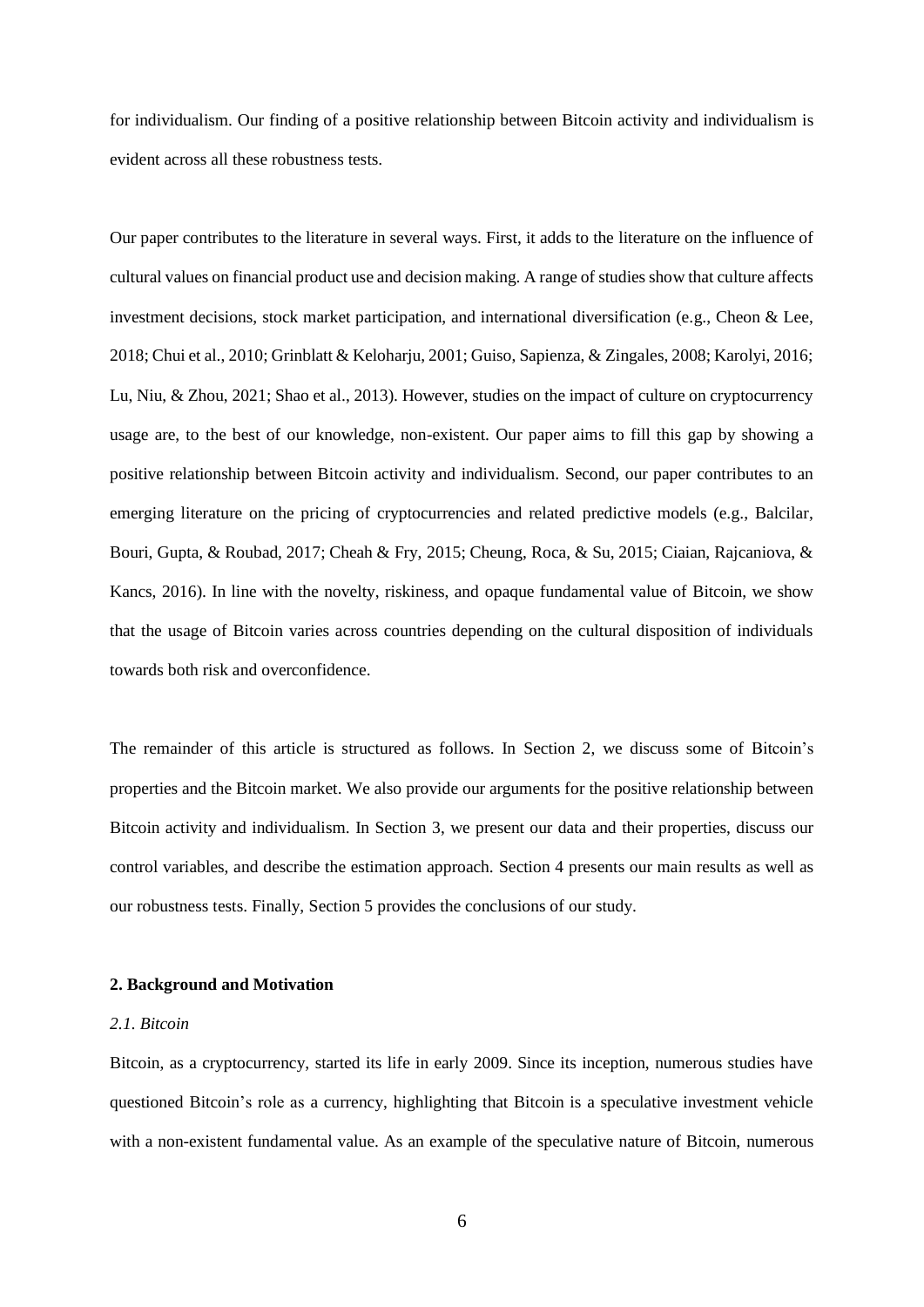for individualism. Our finding of a positive relationship between Bitcoin activity and individualism is evident across all these robustness tests.

Our paper contributes to the literature in several ways. First, it adds to the literature on the influence of cultural values on financial product use and decision making. A range of studies show that culture affects investment decisions, stock market participation, and international diversification (e.g., Cheon & Lee, 2018; Chui et al., 2010; Grinblatt & Keloharju, 2001; Guiso, Sapienza, & Zingales, 2008; Karolyi, 2016; Lu, Niu, & Zhou, 2021; Shao et al., 2013). However, studies on the impact of culture on cryptocurrency usage are, to the best of our knowledge, non-existent. Our paper aims to fill this gap by showing a positive relationship between Bitcoin activity and individualism. Second, our paper contributes to an emerging literature on the pricing of cryptocurrencies and related predictive models (e.g., Balcilar, Bouri, Gupta, & Roubad, 2017; Cheah & Fry, 2015; Cheung, Roca, & Su, 2015; Ciaian, Rajcaniova, & Kancs, 2016). In line with the novelty, riskiness, and opaque fundamental value of Bitcoin, we show that the usage of Bitcoin varies across countries depending on the cultural disposition of individuals towards both risk and overconfidence.

The remainder of this article is structured as follows. In Section 2, we discuss some of Bitcoin's properties and the Bitcoin market. We also provide our arguments for the positive relationship between Bitcoin activity and individualism. In Section 3, we present our data and their properties, discuss our control variables, and describe the estimation approach. Section 4 presents our main results as well as our robustness tests. Finally, Section 5 provides the conclusions of our study.

## 2. Background and Motivation

### *2.1. Bitcoin*

Bitcoin, as a cryptocurrency, started its life in early 2009. Since its inception, numerous studies have questioned Bitcoin's role as a currency, highlighting that Bitcoin is a speculative investment vehicle with a non-existent fundamental value. As an example of the speculative nature of Bitcoin, numerous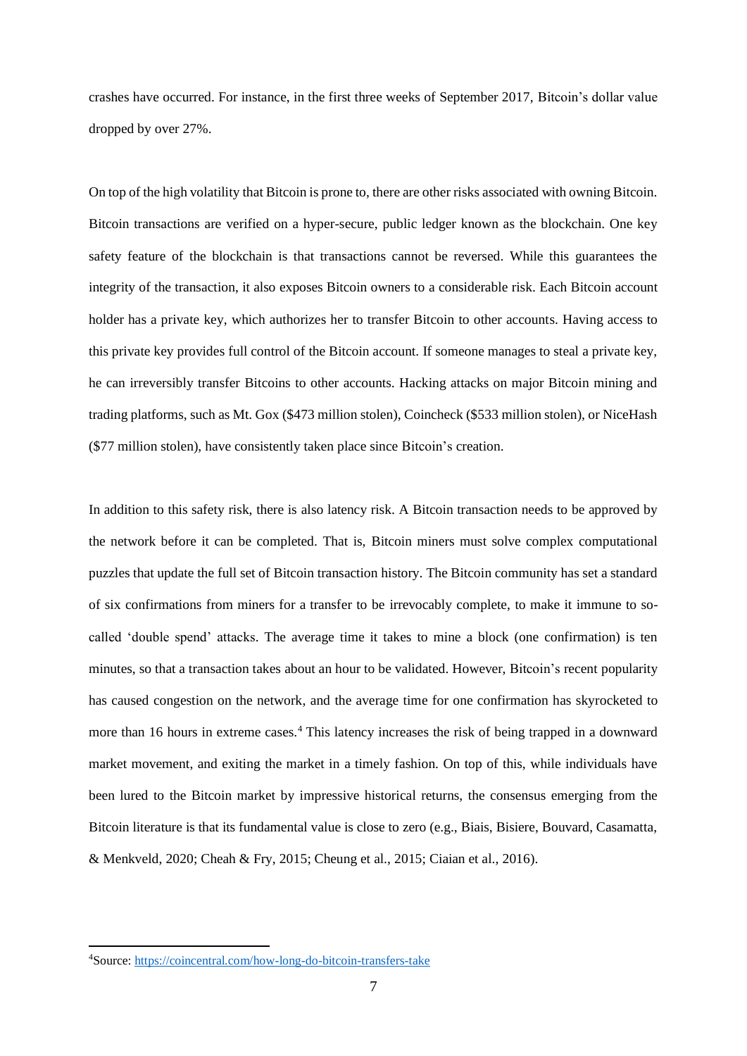crashes have occurred. For instance, in the first three weeks of September 2017, Bitcoin's dollar value dropped by over 27%.

On top of the high volatility that Bitcoin is prone to, there are other risks associated with owning Bitcoin. Bitcoin transactions are verified on a hyper-secure, public ledger known as the blockchain. One key safety feature of the blockchain is that transactions cannot be reversed. While this guarantees the integrity of the transaction, it also exposes Bitcoin owners to a considerable risk. Each Bitcoin account holder has a private key, which authorizes her to transfer Bitcoin to other accounts. Having access to this private key provides full control of the Bitcoin account. If someone manages to steal a private key, he can irreversibly transfer Bitcoins to other accounts. Hacking attacks on major Bitcoin mining and trading platforms, such as Mt. Gox ($473 million stolen), Coincheck ($533 million stolen), or NiceHash ($77 million stolen), have consistently taken place since Bitcoin's creation.

In addition to this safety risk, there is also latency risk. A Bitcoin transaction needs to be approved by the network before it can be completed. That is, Bitcoin miners must solve complex computational puzzles that update the full set of Bitcoin transaction history. The Bitcoin community has set a standard of six confirmations from miners for a transfer to be irrevocably complete, to make it immune to so-called 'double spend' attacks. The average time it takes to mine a block (one confirmation) is ten minutes, so that a transaction takes about an hour to be validated. However, Bitcoin's recent popularity has caused congestion on the network, and the average time for one confirmation has skyrocketed to more than 16 hours in extreme cases.[4] This latency increases the risk of being trapped in a downward market movement, and exiting the market in a timely fashion. On top of this, while individuals have been lured to the Bitcoin market by impressive historical returns, the consensus emerging from the Bitcoin literature is that its fundamental value is close to zero (e.g., Biais, Bisiere, Bouvard, Casamatta, & Menkveld, 2020; Cheah & Fry, 2015; Cheung et al., 2015; Ciaian et al., 2016).

[4]Source: https://coincentral.com/how-long-do-bitcoin-transfers-take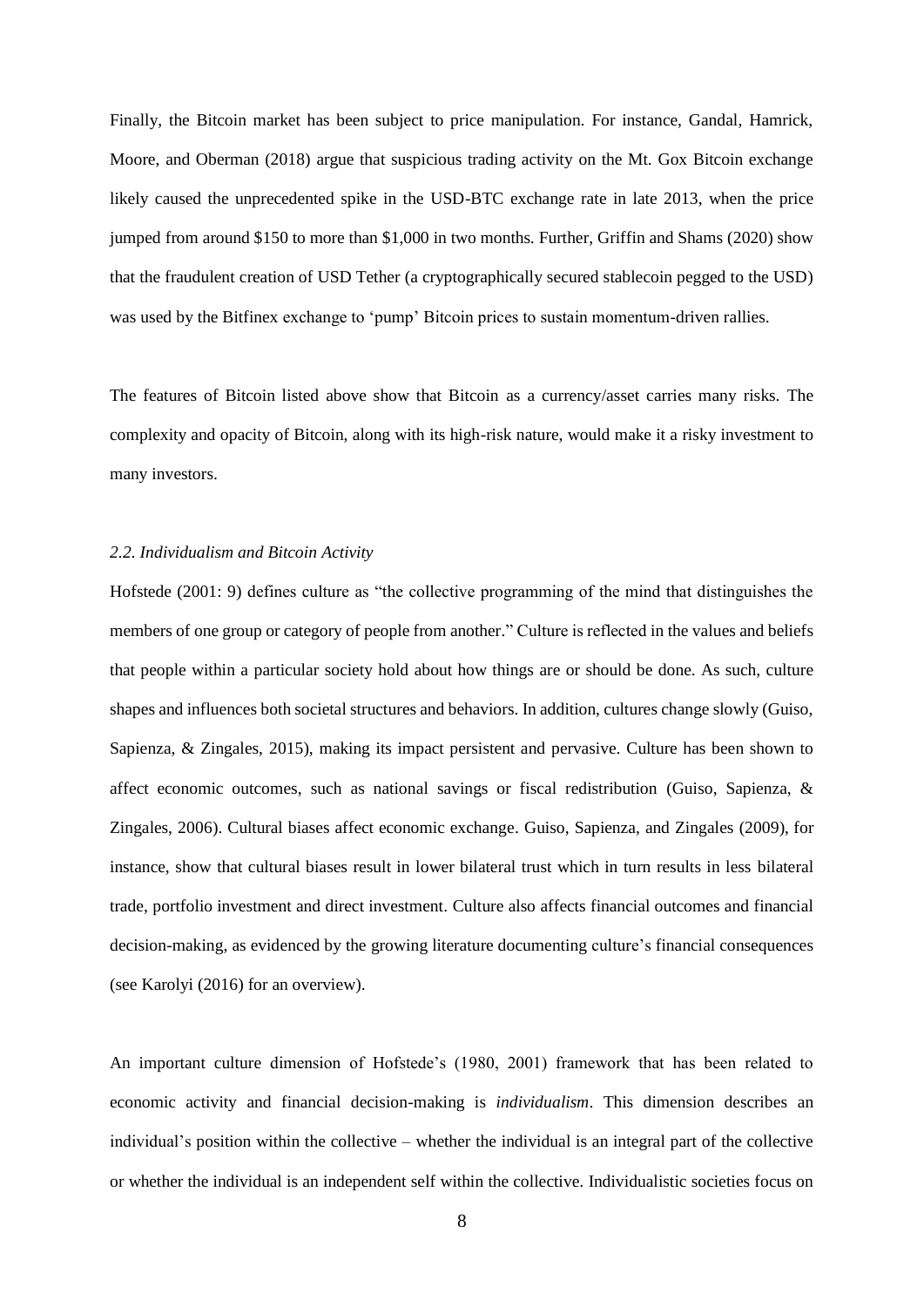Finally, the Bitcoin market has been subject to price manipulation. For instance, Gandal, Hamrick, Moore, and Oberman (2018) argue that suspicious trading activity on the Mt. Gox Bitcoin exchange likely caused the unprecedented spike in the USD-BTC exchange rate in late 2013, when the price jumped from around $150 to more than $1,000 in two months. Further, Griffin and Shams (2020) show that the fraudulent creation of USD Tether (a cryptographically secured stablecoin pegged to the USD) was used by the Bitfinex exchange to 'pump' Bitcoin prices to sustain momentum-driven rallies.

The features of Bitcoin listed above show that Bitcoin as a currency/asset carries many risks. The complexity and opacity of Bitcoin, along with its high-risk nature, would make it a risky investment to many investors.

### *2.2. Individualism and Bitcoin Activity*

Hofstede (2001: 9) defines culture as "the collective programming of the mind that distinguishes the members of one group or category of people from another." Culture is reflected in the values and beliefs that people within a particular society hold about how things are or should be done. As such, culture shapes and influences both societal structures and behaviors. In addition, cultures change slowly (Guiso, Sapienza, & Zingales, 2015), making its impact persistent and pervasive. Culture has been shown to affect economic outcomes, such as national savings or fiscal redistribution (Guiso, Sapienza, & Zingales, 2006). Cultural biases affect economic exchange. Guiso, Sapienza, and Zingales (2009), for instance, show that cultural biases result in lower bilateral trust which in turn results in less bilateral trade, portfolio investment and direct investment. Culture also affects financial outcomes and financial decision-making, as evidenced by the growing literature documenting culture's financial consequences (see Karolyi (2016) for an overview).

An important culture dimension of Hofstede's (1980, 2001) framework that has been related to economic activity and financial decision-making is *individualism*. This dimension describes an individual's position within the collective – whether the individual is an integral part of the collective or whether the individual is an independent self within the collective. Individualistic societies focus on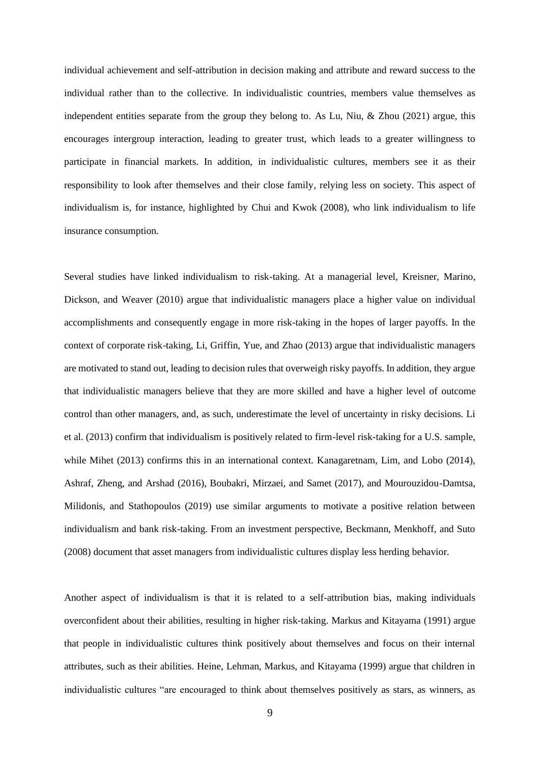individual achievement and self-attribution in decision making and attribute and reward success to the individual rather than to the collective. In individualistic countries, members value themselves as independent entities separate from the group they belong to. As Lu, Niu, & Zhou (2021) argue, this encourages intergroup interaction, leading to greater trust, which leads to a greater willingness to participate in financial markets. In addition, in individualistic cultures, members see it as their responsibility to look after themselves and their close family, relying less on society. This aspect of individualism is, for instance, highlighted by Chui and Kwok (2008), who link individualism to life insurance consumption.

Several studies have linked individualism to risk-taking. At a managerial level, Kreisner, Marino, Dickson, and Weaver (2010) argue that individualistic managers place a higher value on individual accomplishments and consequently engage in more risk-taking in the hopes of larger payoffs. In the context of corporate risk-taking, Li, Griffin, Yue, and Zhao (2013) argue that individualistic managers are motivated to stand out, leading to decision rules that overweigh risky payoffs. In addition, they argue that individualistic managers believe that they are more skilled and have a higher level of outcome control than other managers, and, as such, underestimate the level of uncertainty in risky decisions. Li et al. (2013) confirm that individualism is positively related to firm-level risk-taking for a U.S. sample, while Mihet (2013) confirms this in an international context. Kanagaretnam, Lim, and Lobo (2014), Ashraf, Zheng, and Arshad (2016), Boubakri, Mirzaei, and Samet (2017), and Mourouzidou-Damtsa, Milidonis, and Stathopoulos (2019) use similar arguments to motivate a positive relation between individualism and bank risk-taking. From an investment perspective, Beckmann, Menkhoff, and Suto (2008) document that asset managers from individualistic cultures display less herding behavior.

Another aspect of individualism is that it is related to a self-attribution bias, making individuals overconfident about their abilities, resulting in higher risk-taking. Markus and Kitayama (1991) argue that people in individualistic cultures think positively about themselves and focus on their internal attributes, such as their abilities. Heine, Lehman, Markus, and Kitayama (1999) argue that children in individualistic cultures "are encouraged to think about themselves positively as stars, as winners, as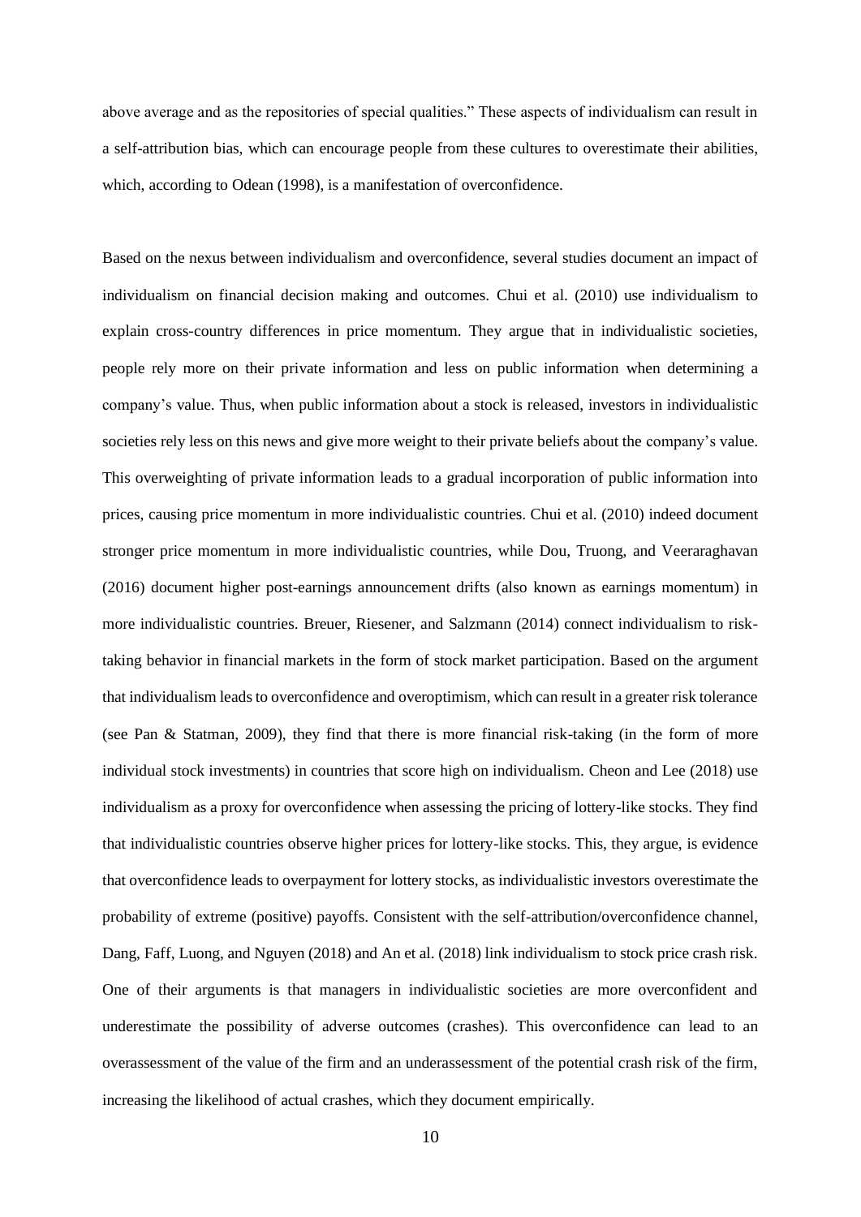above average and as the repositories of special qualities." These aspects of individualism can result in a self-attribution bias, which can encourage people from these cultures to overestimate their abilities, which, according to Odean (1998), is a manifestation of overconfidence.

Based on the nexus between individualism and overconfidence, several studies document an impact of individualism on financial decision making and outcomes. Chui et al. (2010) use individualism to explain cross-country differences in price momentum. They argue that in individualistic societies, people rely more on their private information and less on public information when determining a company's value. Thus, when public information about a stock is released, investors in individualistic societies rely less on this news and give more weight to their private beliefs about the company's value. This overweighting of private information leads to a gradual incorporation of public information into prices, causing price momentum in more individualistic countries. Chui et al. (2010) indeed document stronger price momentum in more individualistic countries, while Dou, Truong, and Veeraraghavan (2016) document higher post-earnings announcement drifts (also known as earnings momentum) in more individualistic countries. Breuer, Riesener, and Salzmann (2014) connect individualism to risk-taking behavior in financial markets in the form of stock market participation. Based on the argument that individualism leads to overconfidence and overoptimism, which can result in a greater risk tolerance (see Pan & Statman, 2009), they find that there is more financial risk-taking (in the form of more individual stock investments) in countries that score high on individualism. Cheon and Lee (2018) use individualism as a proxy for overconfidence when assessing the pricing of lottery-like stocks. They find that individualistic countries observe higher prices for lottery-like stocks. This, they argue, is evidence that overconfidence leads to overpayment for lottery stocks, as individualistic investors overestimate the probability of extreme (positive) payoffs. Consistent with the self-attribution/overconfidence channel, Dang, Faff, Luong, and Nguyen (2018) and An et al. (2018) link individualism to stock price crash risk. One of their arguments is that managers in individualistic societies are more overconfident and underestimate the possibility of adverse outcomes (crashes). This overconfidence can lead to an overassessment of the value of the firm and an underassessment of the potential crash risk of the firm, increasing the likelihood of actual crashes, which they document empirically.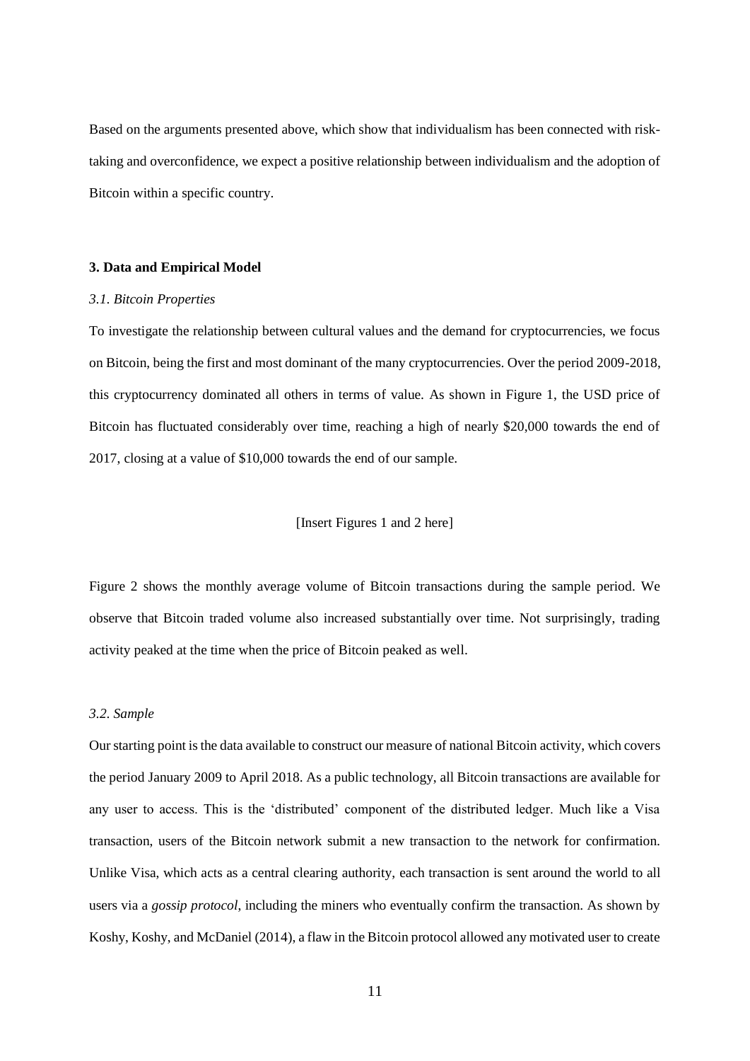Based on the arguments presented above, which show that individualism has been connected with risk-taking and overconfidence, we expect a positive relationship between individualism and the adoption of Bitcoin within a specific country.

### 3. Data and Empirical Model

#### *3.1. Bitcoin Properties*

To investigate the relationship between cultural values and the demand for cryptocurrencies, we focus on Bitcoin, being the first and most dominant of the many cryptocurrencies. Over the period 2009-2018, this cryptocurrency dominated all others in terms of value. As shown in Figure 1, the USD price of Bitcoin has fluctuated considerably over time, reaching a high of nearly $20,000 towards the end of 2017, closing at a value of $10,000 towards the end of our sample.

[Insert Figures 1 and 2 here]

Figure 2 shows the monthly average volume of Bitcoin transactions during the sample period. We observe that Bitcoin traded volume also increased substantially over time. Not surprisingly, trading activity peaked at the time when the price of Bitcoin peaked as well.

#### *3.2. Sample*

Our starting point is the data available to construct our measure of national Bitcoin activity, which covers the period January 2009 to April 2018. As a public technology, all Bitcoin transactions are available for any user to access. This is the 'distributed' component of the distributed ledger. Much like a Visa transaction, users of the Bitcoin network submit a new transaction to the network for confirmation. Unlike Visa, which acts as a central clearing authority, each transaction is sent around the world to all users via a *gossip protocol*, including the miners who eventually confirm the transaction. As shown by Koshy, Koshy, and McDaniel (2014), a flaw in the Bitcoin protocol allowed any motivated user to create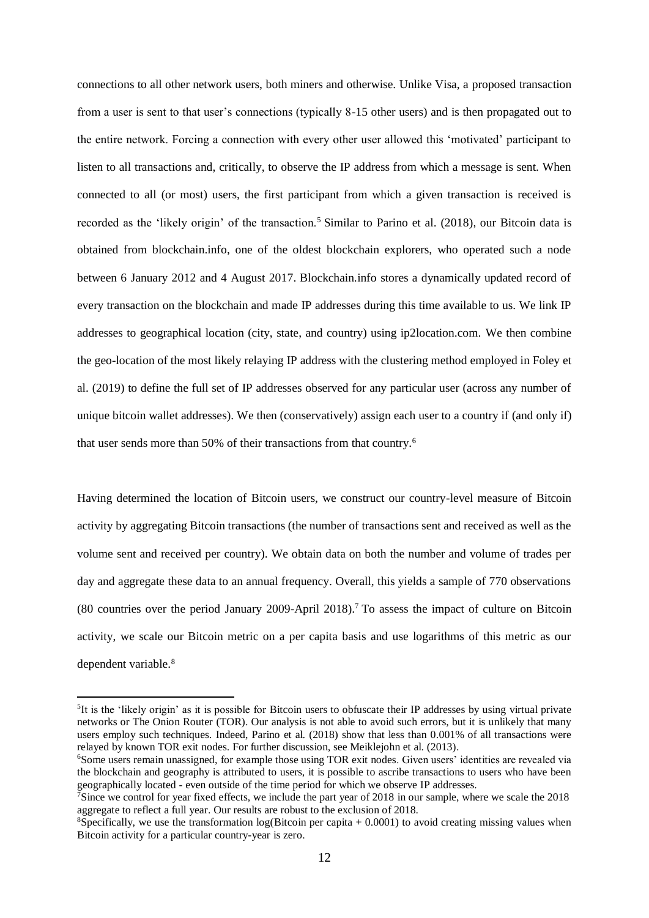connections to all other network users, both miners and otherwise. Unlike Visa, a proposed transaction from a user is sent to that user's connections (typically 8-15 other users) and is then propagated out to the entire network. Forcing a connection with every other user allowed this 'motivated' participant to listen to all transactions and, critically, to observe the IP address from which a message is sent. When connected to all (or most) users, the first participant from which a given transaction is received is recorded as the 'likely origin' of the transaction.[5] Similar to Parino et al. (2018), our Bitcoin data is obtained from blockchain.info, one of the oldest blockchain explorers, who operated such a node between 6 January 2012 and 4 August 2017. Blockchain.info stores a dynamically updated record of every transaction on the blockchain and made IP addresses during this time available to us. We link IP addresses to geographical location (city, state, and country) using ip2location.com. We then combine the geo-location of the most likely relaying IP address with the clustering method employed in Foley et al. (2019) to define the full set of IP addresses observed for any particular user (across any number of unique bitcoin wallet addresses). We then (conservatively) assign each user to a country if (and only if) that user sends more than 50% of their transactions from that country.[6]

Having determined the location of Bitcoin users, we construct our country-level measure of Bitcoin activity by aggregating Bitcoin transactions (the number of transactions sent and received as well as the volume sent and received per country). We obtain data on both the number and volume of trades per day and aggregate these data to an annual frequency. Overall, this yields a sample of 770 observations (80 countries over the period January 2009-April 2018).[7] To assess the impact of culture on Bitcoin activity, we scale our Bitcoin metric on a per capita basis and use logarithms of this metric as our dependent variable.[8]

---

[5] It is the 'likely origin' as it is possible for Bitcoin users to obfuscate their IP addresses by using virtual private networks or The Onion Router (TOR). Our analysis is not able to avoid such errors, but it is unlikely that many users employ such techniques. Indeed, Parino et al. (2018) show that less than 0.001% of all transactions were relayed by known TOR exit nodes. For further discussion, see Meiklejohn et al. (2013).

[6] Some users remain unassigned, for example those using TOR exit nodes. Given users' identities are revealed via the blockchain and geography is attributed to users, it is possible to ascribe transactions to users who have been geographically located - even outside of the time period for which we observe IP addresses.

[7] Since we control for year fixed effects, we include the part year of 2018 in our sample, where we scale the 2018 aggregate to reflect a full year. Our results are robust to the exclusion of 2018.

[8] Specifically, we use the transformation log(Bitcoin per capita + 0.0001) to avoid creating missing values when Bitcoin activity for a particular country-year is zero.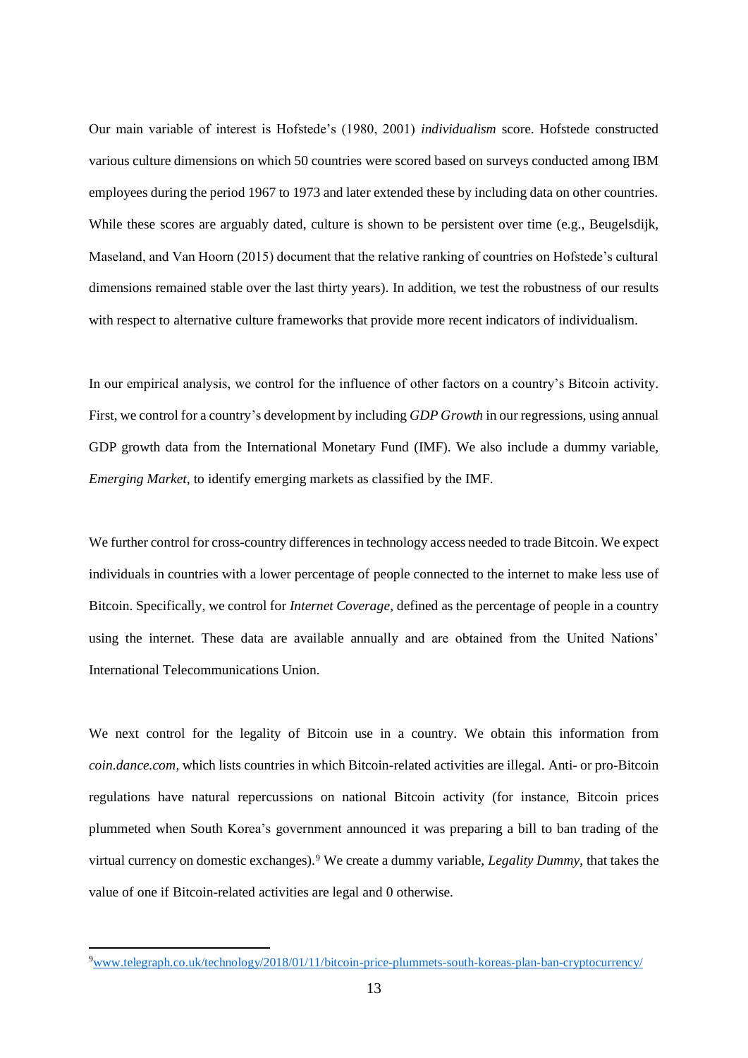Our main variable of interest is Hofstede's (1980, 2001) *individualism* score. Hofstede constructed various culture dimensions on which 50 countries were scored based on surveys conducted among IBM employees during the period 1967 to 1973 and later extended these by including data on other countries. While these scores are arguably dated, culture is shown to be persistent over time (e.g., Beugelsdijk, Maseland, and Van Hoorn (2015) document that the relative ranking of countries on Hofstede's cultural dimensions remained stable over the last thirty years). In addition, we test the robustness of our results with respect to alternative culture frameworks that provide more recent indicators of individualism.

In our empirical analysis, we control for the influence of other factors on a country's Bitcoin activity. First, we control for a country's development by including *GDP Growth* in our regressions, using annual GDP growth data from the International Monetary Fund (IMF). We also include a dummy variable, *Emerging Market*, to identify emerging markets as classified by the IMF.

We further control for cross-country differences in technology access needed to trade Bitcoin. We expect individuals in countries with a lower percentage of people connected to the internet to make less use of Bitcoin. Specifically, we control for *Internet Coverage*, defined as the percentage of people in a country using the internet. These data are available annually and are obtained from the United Nations' International Telecommunications Union.

We next control for the legality of Bitcoin use in a country. We obtain this information from *coin.dance.com*, which lists countries in which Bitcoin-related activities are illegal. Anti- or pro-Bitcoin regulations have natural repercussions on national Bitcoin activity (for instance, Bitcoin prices plummeted when South Korea's government announced it was preparing a bill to ban trading of the virtual currency on domestic exchanges).[9] We create a dummy variable, *Legality Dummy*, that takes the value of one if Bitcoin-related activities are legal and 0 otherwise.

[9] www.telegraph.co.uk/technology/2018/01/11/bitcoin-price-plummets-south-koreas-plan-ban-cryptocurrency/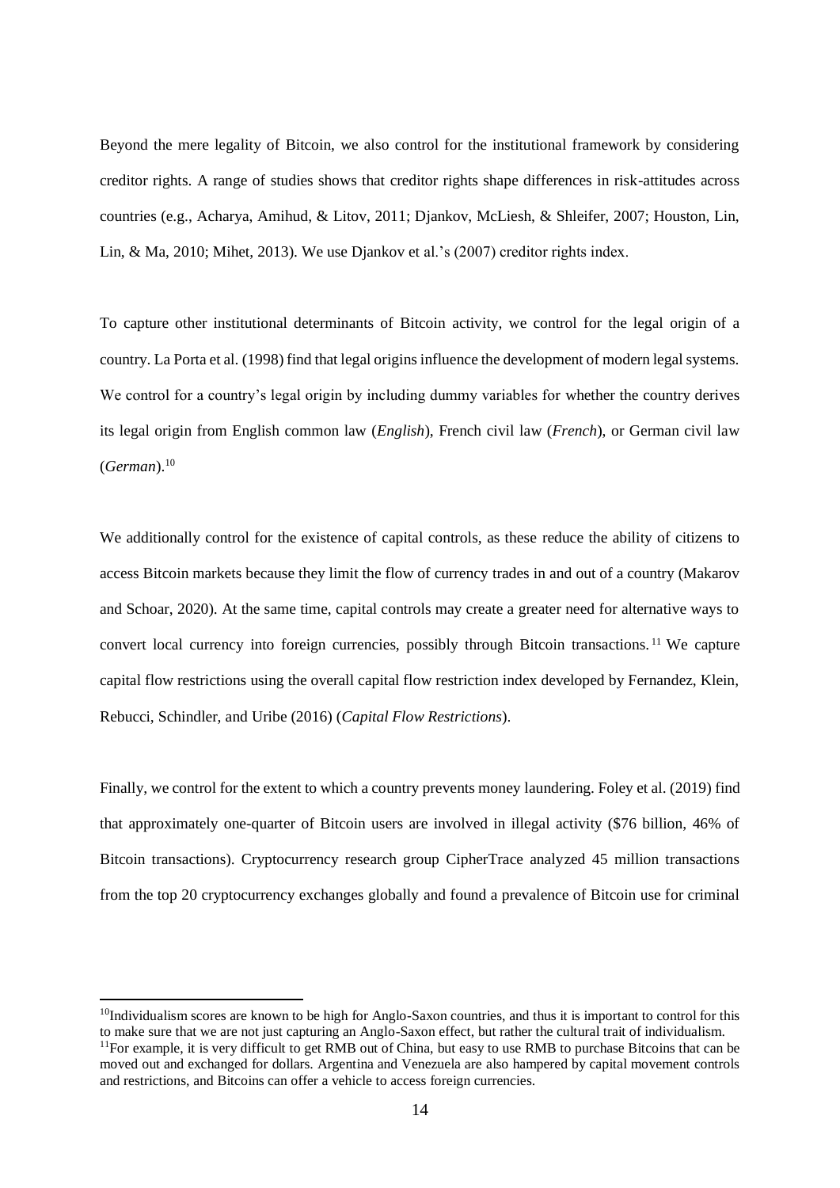Beyond the mere legality of Bitcoin, we also control for the institutional framework by considering creditor rights. A range of studies shows that creditor rights shape differences in risk-attitudes across countries (e.g., Acharya, Amihud, & Litov, 2011; Djankov, McLiesh, & Shleifer, 2007; Houston, Lin, Lin, & Ma, 2010; Mihet, 2013). We use Djankov et al.'s (2007) creditor rights index.

To capture other institutional determinants of Bitcoin activity, we control for the legal origin of a country. La Porta et al. (1998) find that legal origins influence the development of modern legal systems. We control for a country's legal origin by including dummy variables for whether the country derives its legal origin from English common law (*English*), French civil law (*French*), or German civil law (*German*).[10]

We additionally control for the existence of capital controls, as these reduce the ability of citizens to access Bitcoin markets because they limit the flow of currency trades in and out of a country (Makarov and Schoar, 2020). At the same time, capital controls may create a greater need for alternative ways to convert local currency into foreign currencies, possibly through Bitcoin transactions.[11] We capture capital flow restrictions using the overall capital flow restriction index developed by Fernandez, Klein, Rebucci, Schindler, and Uribe (2016) (*Capital Flow Restrictions*).

Finally, we control for the extent to which a country prevents money laundering. Foley et al. (2019) find that approximately one-quarter of Bitcoin users are involved in illegal activity ($76 billion, 46% of Bitcoin transactions). Cryptocurrency research group CipherTrace analyzed 45 million transactions from the top 20 cryptocurrency exchanges globally and found a prevalence of Bitcoin use for criminal

---

[10] Individualism scores are known to be high for Anglo-Saxon countries, and thus it is important to control for this to make sure that we are not just capturing an Anglo-Saxon effect, but rather the cultural trait of individualism.

[11] For example, it is very difficult to get RMB out of China, but easy to use RMB to purchase Bitcoins that can be moved out and exchanged for dollars. Argentina and Venezuela are also hampered by capital movement controls and restrictions, and Bitcoins can offer a vehicle to access foreign currencies.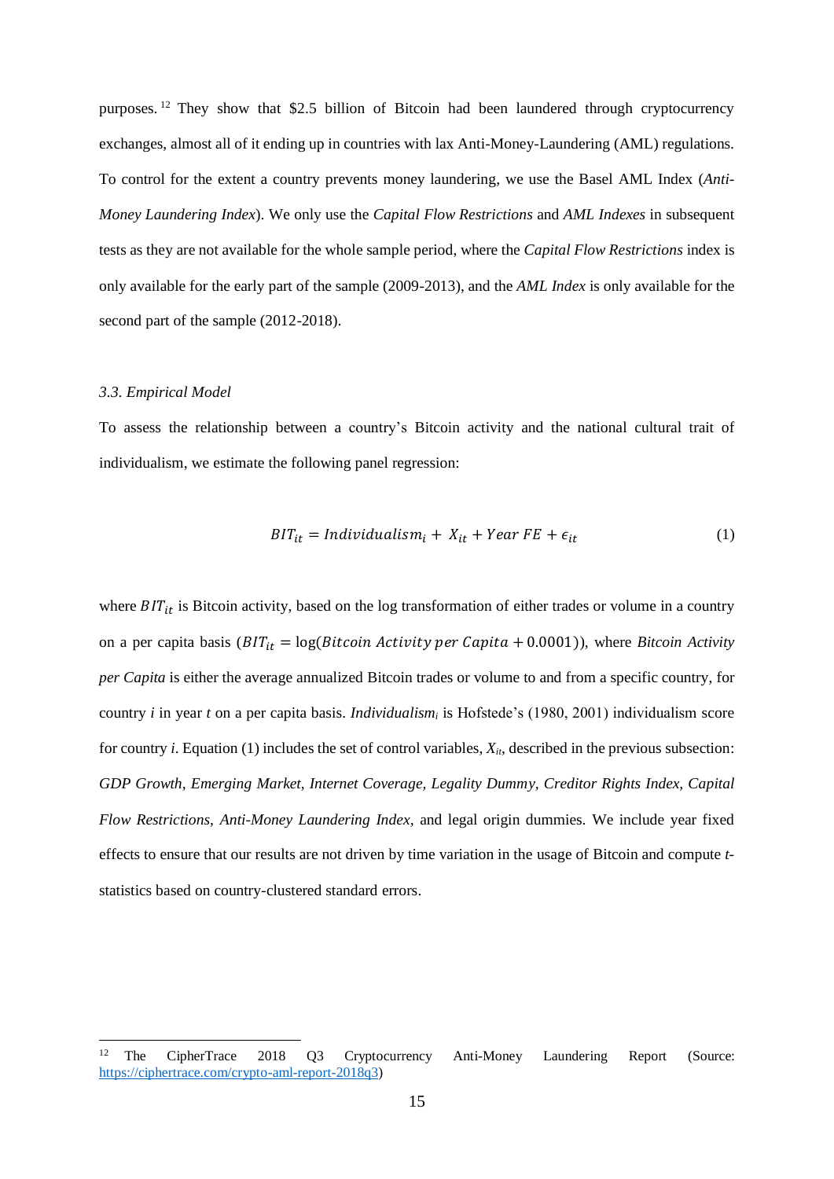purposes.[12] They show that \$2.5 billion of Bitcoin had been laundered through cryptocurrency exchanges, almost all of it ending up in countries with lax Anti-Money-Laundering (AML) regulations. To control for the extent a country prevents money laundering, we use the Basel AML Index (*Anti-Money Laundering Index*). We only use the *Capital Flow Restrictions* and *AML Indexes* in subsequent tests as they are not available for the whole sample period, where the *Capital Flow Restrictions* index is only available for the early part of the sample (2009-2013), and the *AML Index* is only available for the second part of the sample (2012-2018).

### 3.3. Empirical Model

To assess the relationship between a country's Bitcoin activity and the national cultural trait of individualism, we estimate the following panel regression:

$$BIT_{it} = Individualism_i + X_{it} + Year\ FE + \epsilon_{it} \tag{1}$$

where $BIT_{it}$ is Bitcoin activity, based on the log transformation of either trades or volume in a country on a per capita basis ($BIT_{it} = \log(Bitcoin\ Activity\ per\ Capita + 0.0001)$), where *Bitcoin Activity per Capita* is either the average annualized Bitcoin trades or volume to and from a specific country, for country $i$ in year $t$ on a per capita basis. $Individualism_i$ is Hofstede's (1980, 2001) individualism score for country $i$. Equation (1) includes the set of control variables, $X_{it}$, described in the previous subsection: *GDP Growth, Emerging Market, Internet Coverage, Legality Dummy, Creditor Rights Index, Capital Flow Restrictions, Anti-Money Laundering Index,* and legal origin dummies. We include year fixed effects to ensure that our results are not driven by time variation in the usage of Bitcoin and compute *t*-statistics based on country-clustered standard errors.

[12] The CipherTrace 2018 Q3 Cryptocurrency Anti-Money Laundering Report (Source: https://ciphertrace.com/crypto-aml-report-2018q3)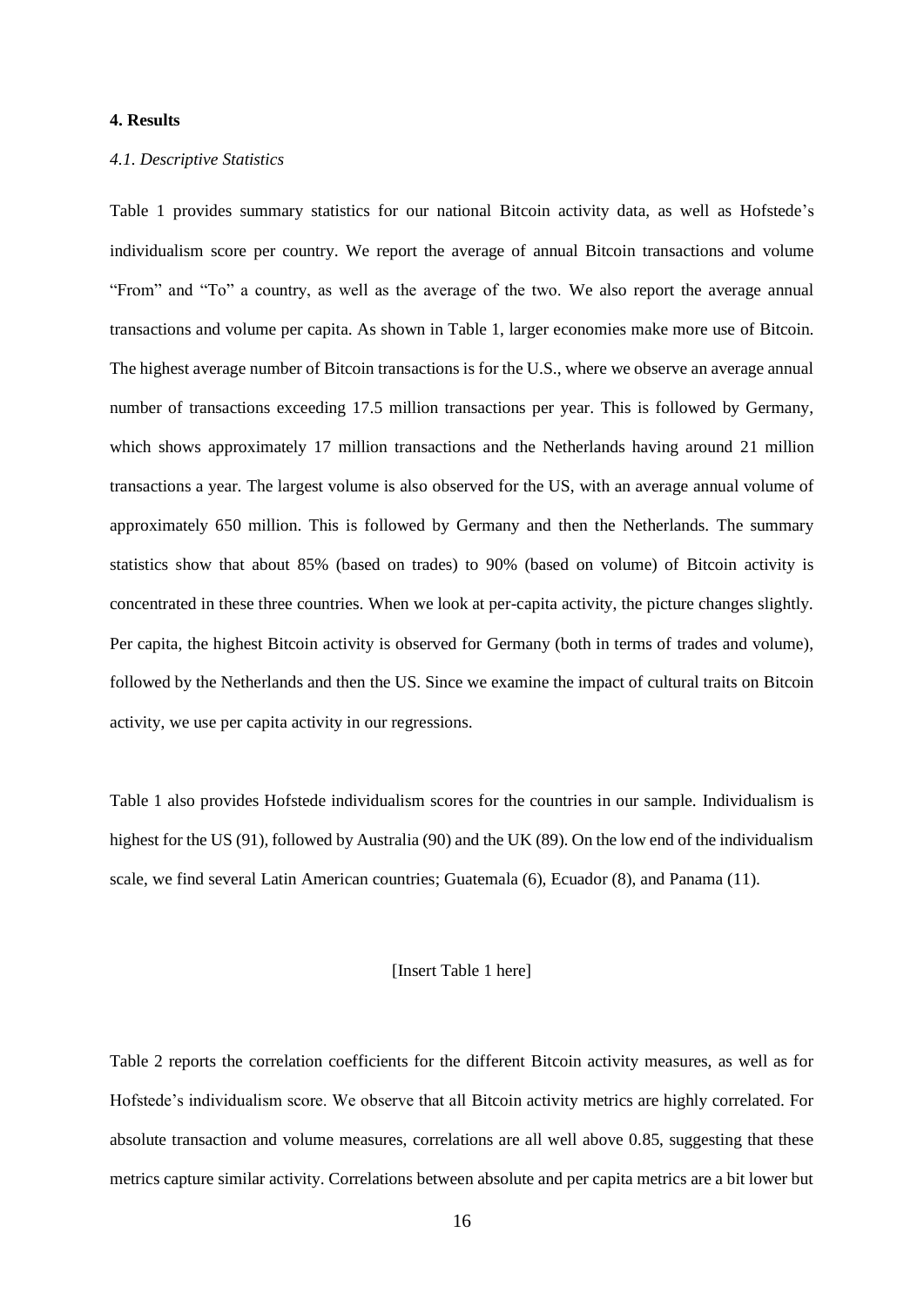### 4. Results

*4.1. Descriptive Statistics*

Table 1 provides summary statistics for our national Bitcoin activity data, as well as Hofstede's individualism score per country. We report the average of annual Bitcoin transactions and volume "From" and "To" a country, as well as the average of the two. We also report the average annual transactions and volume per capita. As shown in Table 1, larger economies make more use of Bitcoin. The highest average number of Bitcoin transactions is for the U.S., where we observe an average annual number of transactions exceeding 17.5 million transactions per year. This is followed by Germany, which shows approximately 17 million transactions and the Netherlands having around 21 million transactions a year. The largest volume is also observed for the US, with an average annual volume of approximately 650 million. This is followed by Germany and then the Netherlands. The summary statistics show that about 85% (based on trades) to 90% (based on volume) of Bitcoin activity is concentrated in these three countries. When we look at per-capita activity, the picture changes slightly. Per capita, the highest Bitcoin activity is observed for Germany (both in terms of trades and volume), followed by the Netherlands and then the US. Since we examine the impact of cultural traits on Bitcoin activity, we use per capita activity in our regressions.

Table 1 also provides Hofstede individualism scores for the countries in our sample. Individualism is highest for the US (91), followed by Australia (90) and the UK (89). On the low end of the individualism scale, we find several Latin American countries; Guatemala (6), Ecuador (8), and Panama (11).

[Insert Table 1 here]

Table 2 reports the correlation coefficients for the different Bitcoin activity measures, as well as for Hofstede's individualism score. We observe that all Bitcoin activity metrics are highly correlated. For absolute transaction and volume measures, correlations are all well above 0.85, suggesting that these metrics capture similar activity. Correlations between absolute and per capita metrics are a bit lower but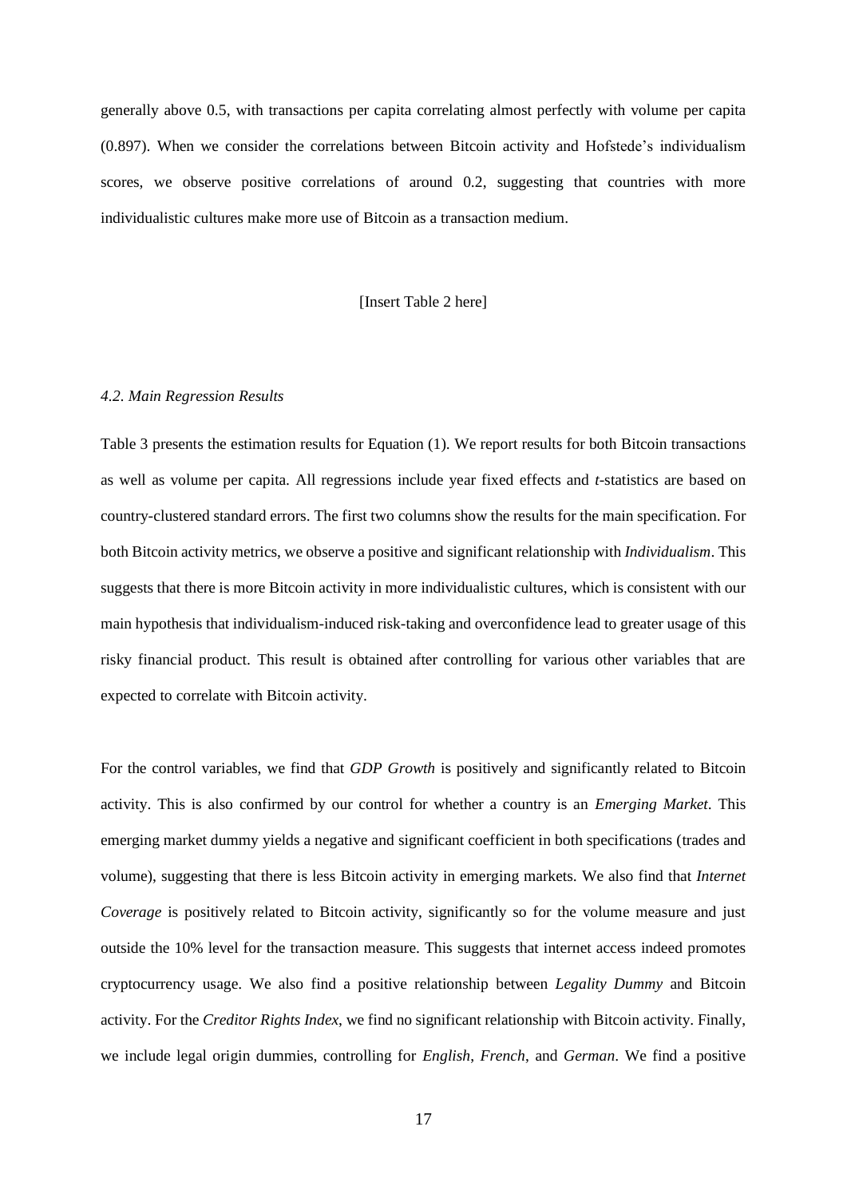generally above 0.5, with transactions per capita correlating almost perfectly with volume per capita (0.897). When we consider the correlations between Bitcoin activity and Hofstede's individualism scores, we observe positive correlations of around 0.2, suggesting that countries with more individualistic cultures make more use of Bitcoin as a transaction medium.

[Insert Table 2 here]

### *4.2. Main Regression Results*

Table 3 presents the estimation results for Equation (1). We report results for both Bitcoin transactions as well as volume per capita. All regressions include year fixed effects and *t*-statistics are based on country-clustered standard errors. The first two columns show the results for the main specification. For both Bitcoin activity metrics, we observe a positive and significant relationship with *Individualism*. This suggests that there is more Bitcoin activity in more individualistic cultures, which is consistent with our main hypothesis that individualism-induced risk-taking and overconfidence lead to greater usage of this risky financial product. This result is obtained after controlling for various other variables that are expected to correlate with Bitcoin activity.

For the control variables, we find that *GDP Growth* is positively and significantly related to Bitcoin activity. This is also confirmed by our control for whether a country is an *Emerging Market*. This emerging market dummy yields a negative and significant coefficient in both specifications (trades and volume), suggesting that there is less Bitcoin activity in emerging markets. We also find that *Internet Coverage* is positively related to Bitcoin activity, significantly so for the volume measure and just outside the 10% level for the transaction measure. This suggests that internet access indeed promotes cryptocurrency usage. We also find a positive relationship between *Legality Dummy* and Bitcoin activity. For the *Creditor Rights Index*, we find no significant relationship with Bitcoin activity. Finally, we include legal origin dummies, controlling for *English*, *French*, and *German*. We find a positive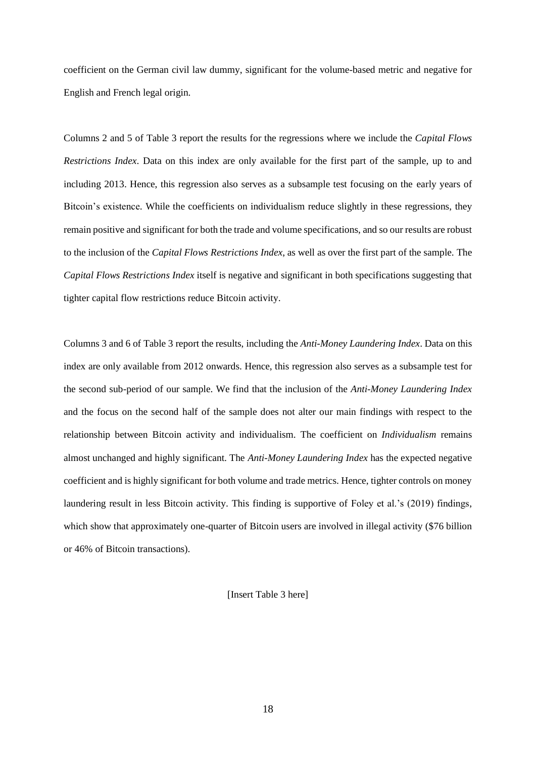coefficient on the German civil law dummy, significant for the volume-based metric and negative for English and French legal origin.

Columns 2 and 5 of Table 3 report the results for the regressions where we include the *Capital Flows Restrictions Index*. Data on this index are only available for the first part of the sample, up to and including 2013. Hence, this regression also serves as a subsample test focusing on the early years of Bitcoin's existence. While the coefficients on individualism reduce slightly in these regressions, they remain positive and significant for both the trade and volume specifications, and so our results are robust to the inclusion of the *Capital Flows Restrictions Index*, as well as over the first part of the sample. The *Capital Flows Restrictions Index* itself is negative and significant in both specifications suggesting that tighter capital flow restrictions reduce Bitcoin activity.

Columns 3 and 6 of Table 3 report the results, including the *Anti-Money Laundering Index*. Data on this index are only available from 2012 onwards. Hence, this regression also serves as a subsample test for the second sub-period of our sample. We find that the inclusion of the *Anti-Money Laundering Index* and the focus on the second half of the sample does not alter our main findings with respect to the relationship between Bitcoin activity and individualism. The coefficient on *Individualism* remains almost unchanged and highly significant. The *Anti-Money Laundering Index* has the expected negative coefficient and is highly significant for both volume and trade metrics. Hence, tighter controls on money laundering result in less Bitcoin activity. This finding is supportive of Foley et al.'s (2019) findings, which show that approximately one-quarter of Bitcoin users are involved in illegal activity ($76 billion or 46% of Bitcoin transactions).

[Insert Table 3 here]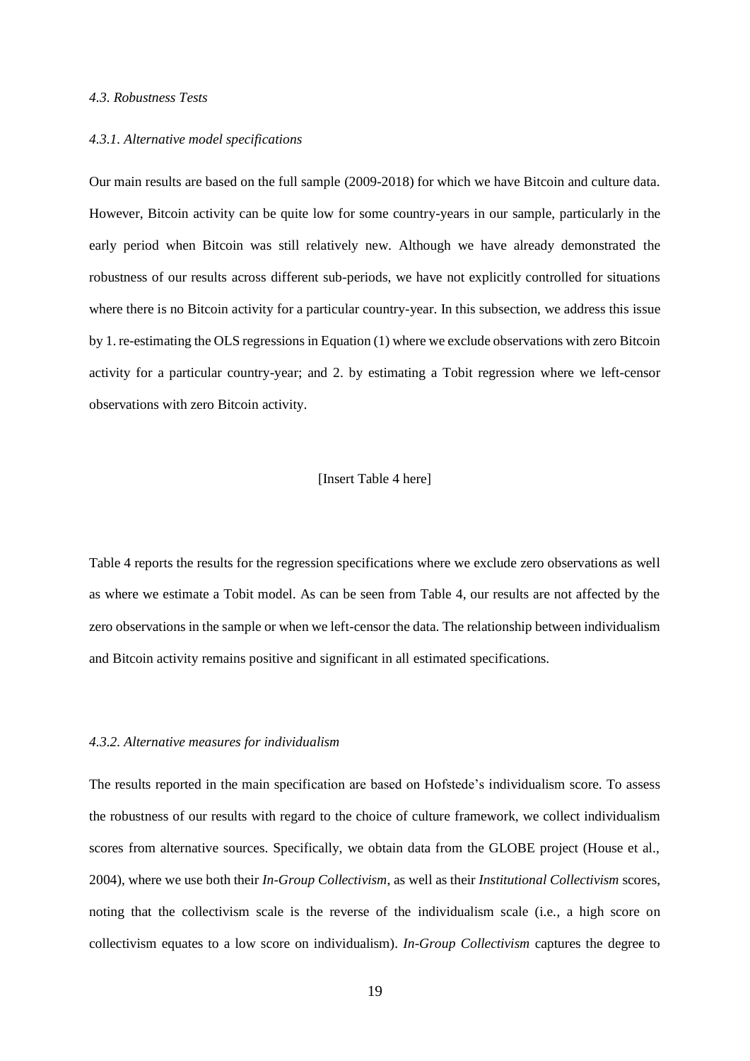### *4.3. Robustness Tests*

#### *4.3.1. Alternative model specifications*

Our main results are based on the full sample (2009-2018) for which we have Bitcoin and culture data. However, Bitcoin activity can be quite low for some country-years in our sample, particularly in the early period when Bitcoin was still relatively new. Although we have already demonstrated the robustness of our results across different sub-periods, we have not explicitly controlled for situations where there is no Bitcoin activity for a particular country-year. In this subsection, we address this issue by 1. re-estimating the OLS regressions in Equation (1) where we exclude observations with zero Bitcoin activity for a particular country-year; and 2. by estimating a Tobit regression where we left-censor observations with zero Bitcoin activity.

[Insert Table 4 here]

Table 4 reports the results for the regression specifications where we exclude zero observations as well as where we estimate a Tobit model. As can be seen from Table 4, our results are not affected by the zero observations in the sample or when we left-censor the data. The relationship between individualism and Bitcoin activity remains positive and significant in all estimated specifications.

#### *4.3.2. Alternative measures for individualism*

The results reported in the main specification are based on Hofstede's individualism score. To assess the robustness of our results with regard to the choice of culture framework, we collect individualism scores from alternative sources. Specifically, we obtain data from the GLOBE project (House et al., 2004), where we use both their *In-Group Collectivism*, as well as their *Institutional Collectivism* scores, noting that the collectivism scale is the reverse of the individualism scale (i.e., a high score on collectivism equates to a low score on individualism). *In-Group Collectivism* captures the degree to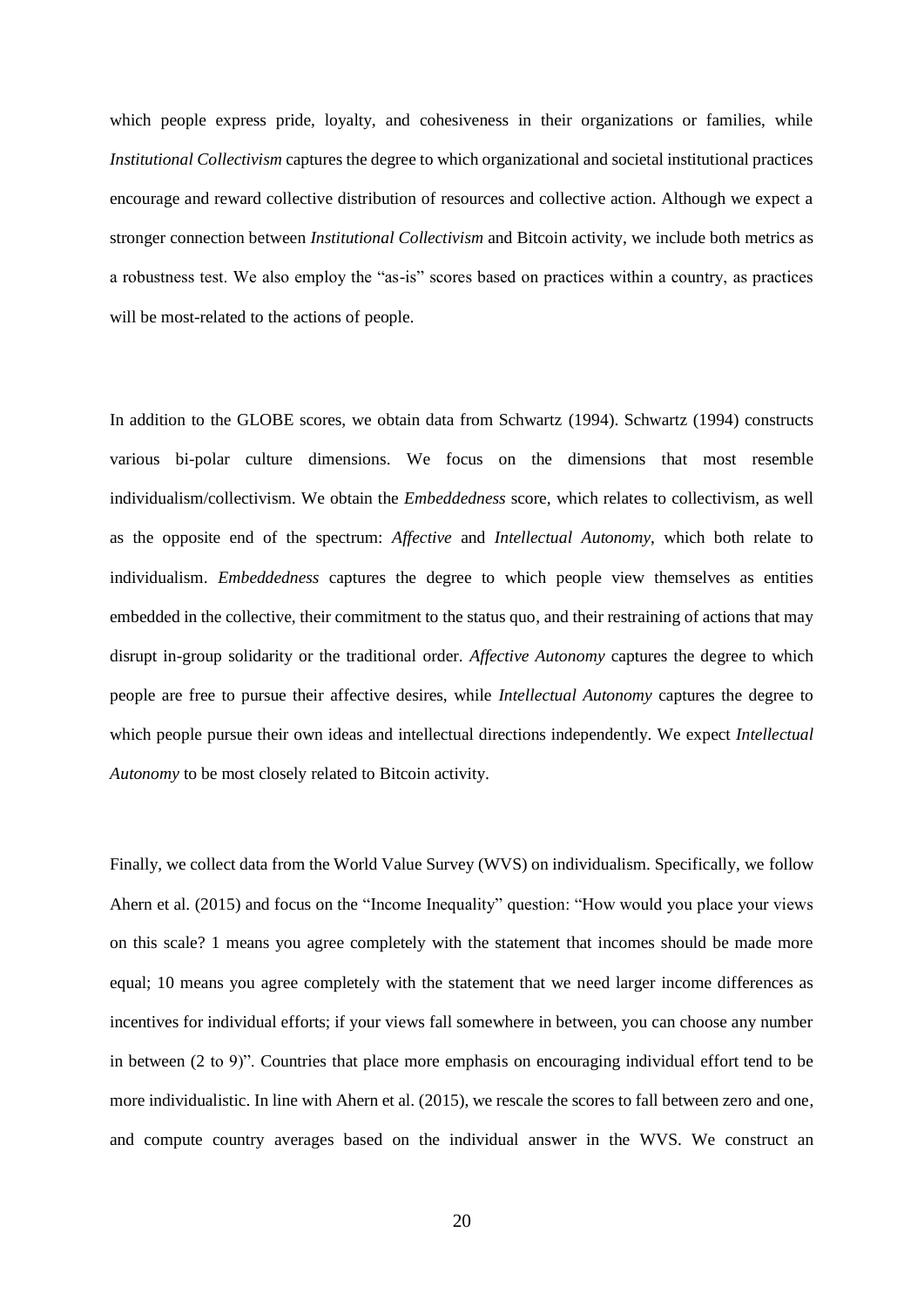which people express pride, loyalty, and cohesiveness in their organizations or families, while *Institutional Collectivism* captures the degree to which organizational and societal institutional practices encourage and reward collective distribution of resources and collective action. Although we expect a stronger connection between *Institutional Collectivism* and Bitcoin activity, we include both metrics as a robustness test. We also employ the "as-is" scores based on practices within a country, as practices will be most-related to the actions of people.

In addition to the GLOBE scores, we obtain data from Schwartz (1994). Schwartz (1994) constructs various bi-polar culture dimensions. We focus on the dimensions that most resemble individualism/collectivism. We obtain the *Embeddedness* score, which relates to collectivism, as well as the opposite end of the spectrum: *Affective* and *Intellectual Autonomy*, which both relate to individualism. *Embeddedness* captures the degree to which people view themselves as entities embedded in the collective, their commitment to the status quo, and their restraining of actions that may disrupt in-group solidarity or the traditional order. *Affective Autonomy* captures the degree to which people are free to pursue their affective desires, while *Intellectual Autonomy* captures the degree to which people pursue their own ideas and intellectual directions independently. We expect *Intellectual Autonomy* to be most closely related to Bitcoin activity.

Finally, we collect data from the World Value Survey (WVS) on individualism. Specifically, we follow Ahern et al. (2015) and focus on the "Income Inequality" question: "How would you place your views on this scale? 1 means you agree completely with the statement that incomes should be made more equal; 10 means you agree completely with the statement that we need larger income differences as incentives for individual efforts; if your views fall somewhere in between, you can choose any number in between (2 to 9)". Countries that place more emphasis on encouraging individual effort tend to be more individualistic. In line with Ahern et al. (2015), we rescale the scores to fall between zero and one, and compute country averages based on the individual answer in the WVS. We construct an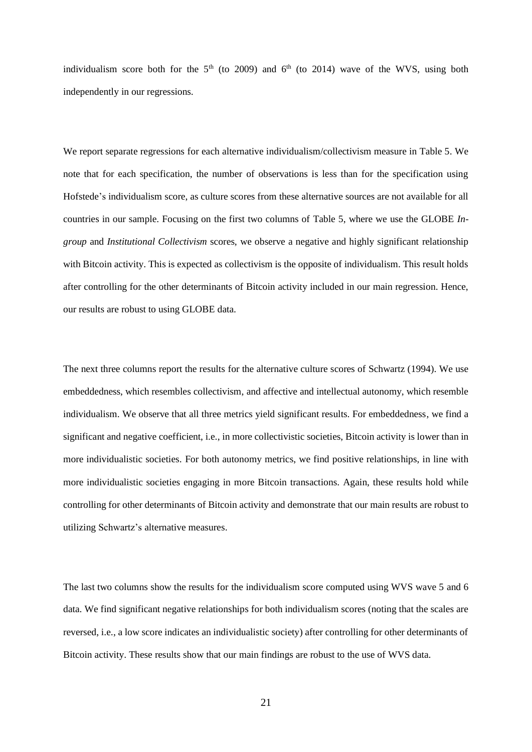individualism score both for the 5th (to 2009) and 6th (to 2014) wave of the WVS, using both independently in our regressions.

We report separate regressions for each alternative individualism/collectivism measure in Table 5. We note that for each specification, the number of observations is less than for the specification using Hofstede's individualism score, as culture scores from these alternative sources are not available for all countries in our sample. Focusing on the first two columns of Table 5, where we use the GLOBE *In-group* and *Institutional Collectivism* scores, we observe a negative and highly significant relationship with Bitcoin activity. This is expected as collectivism is the opposite of individualism. This result holds after controlling for the other determinants of Bitcoin activity included in our main regression. Hence, our results are robust to using GLOBE data.

The next three columns report the results for the alternative culture scores of Schwartz (1994). We use embeddedness, which resembles collectivism, and affective and intellectual autonomy, which resemble individualism. We observe that all three metrics yield significant results. For embeddedness, we find a significant and negative coefficient, i.e., in more collectivistic societies, Bitcoin activity is lower than in more individualistic societies. For both autonomy metrics, we find positive relationships, in line with more individualistic societies engaging in more Bitcoin transactions. Again, these results hold while controlling for other determinants of Bitcoin activity and demonstrate that our main results are robust to utilizing Schwartz's alternative measures.

The last two columns show the results for the individualism score computed using WVS wave 5 and 6 data. We find significant negative relationships for both individualism scores (noting that the scales are reversed, i.e., a low score indicates an individualistic society) after controlling for other determinants of Bitcoin activity. These results show that our main findings are robust to the use of WVS data.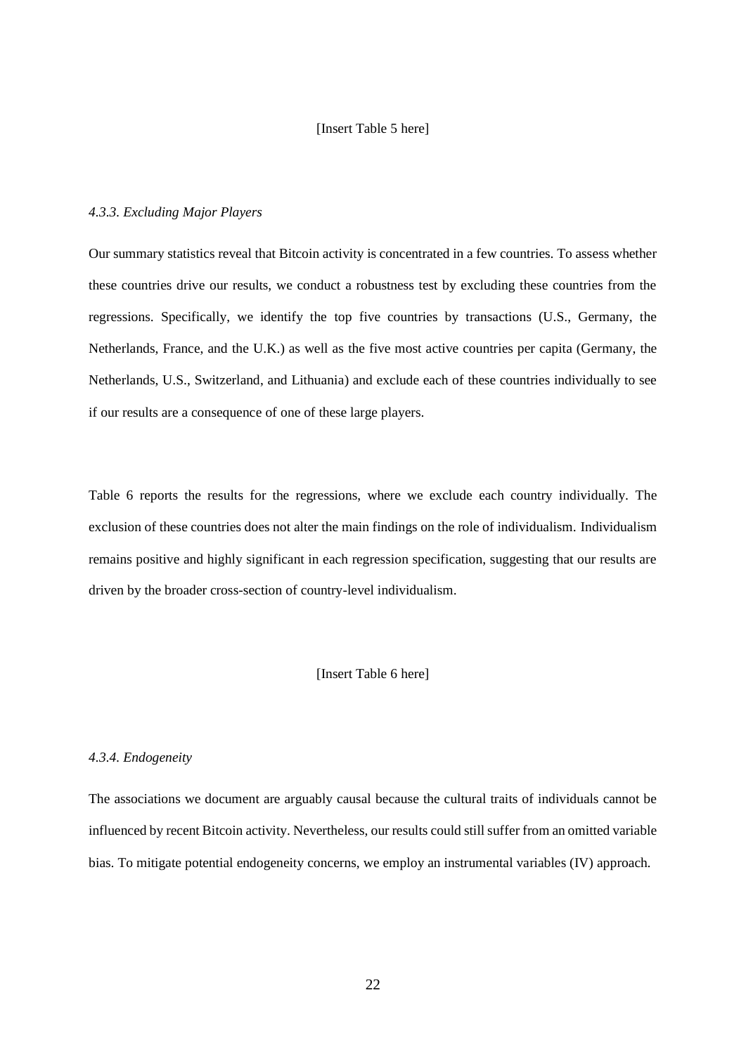[Insert Table 5 here]

#### *4.3.3. Excluding Major Players*

Our summary statistics reveal that Bitcoin activity is concentrated in a few countries. To assess whether these countries drive our results, we conduct a robustness test by excluding these countries from the regressions. Specifically, we identify the top five countries by transactions (U.S., Germany, the Netherlands, France, and the U.K.) as well as the five most active countries per capita (Germany, the Netherlands, U.S., Switzerland, and Lithuania) and exclude each of these countries individually to see if our results are a consequence of one of these large players.

Table 6 reports the results for the regressions, where we exclude each country individually. The exclusion of these countries does not alter the main findings on the role of individualism. Individualism remains positive and highly significant in each regression specification, suggesting that our results are driven by the broader cross-section of country-level individualism.

[Insert Table 6 here]

#### *4.3.4. Endogeneity*

The associations we document are arguably causal because the cultural traits of individuals cannot be influenced by recent Bitcoin activity. Nevertheless, our results could still suffer from an omitted variable bias. To mitigate potential endogeneity concerns, we employ an instrumental variables (IV) approach.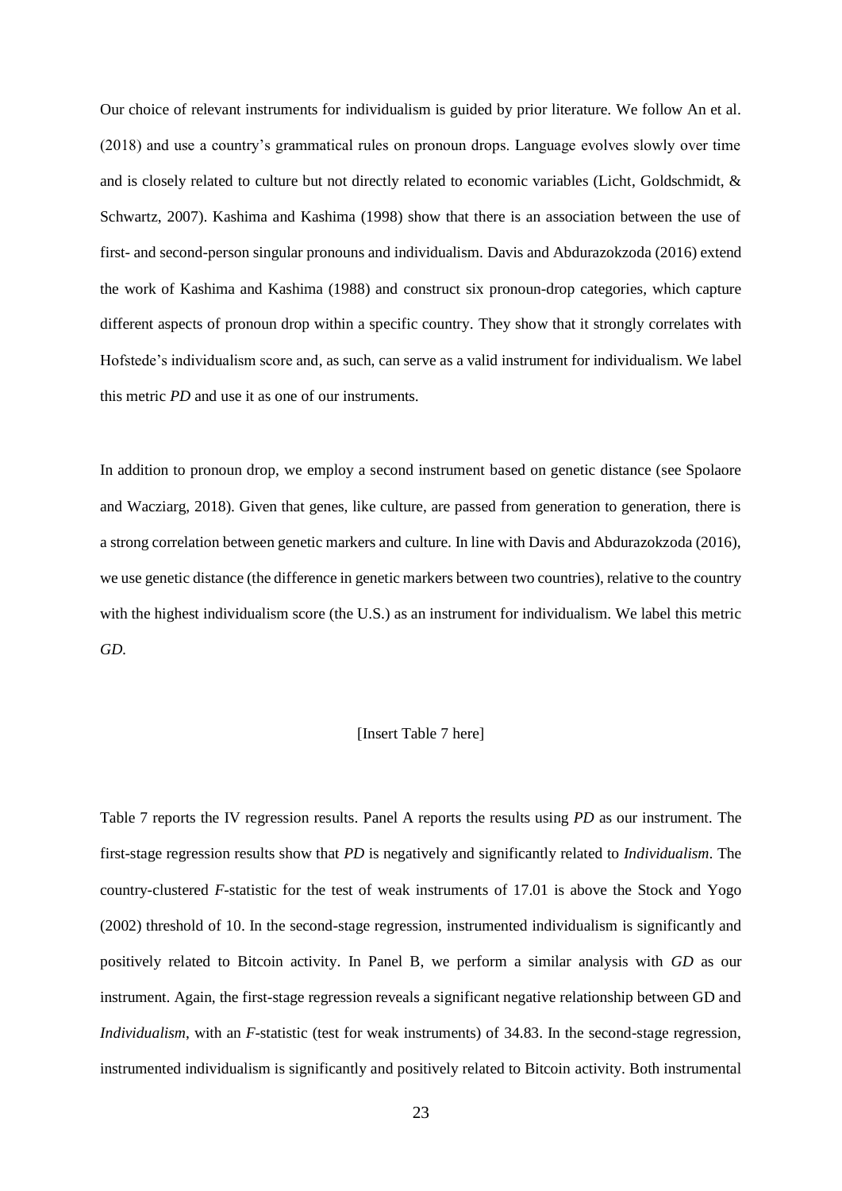Our choice of relevant instruments for individualism is guided by prior literature. We follow An et al. (2018) and use a country's grammatical rules on pronoun drops. Language evolves slowly over time and is closely related to culture but not directly related to economic variables (Licht, Goldschmidt, & Schwartz, 2007). Kashima and Kashima (1998) show that there is an association between the use of first- and second-person singular pronouns and individualism. Davis and Abdurazokzoda (2016) extend the work of Kashima and Kashima (1988) and construct six pronoun-drop categories, which capture different aspects of pronoun drop within a specific country. They show that it strongly correlates with Hofstede's individualism score and, as such, can serve as a valid instrument for individualism. We label this metric *PD* and use it as one of our instruments.

In addition to pronoun drop, we employ a second instrument based on genetic distance (see Spolaore and Wacziarg, 2018). Given that genes, like culture, are passed from generation to generation, there is a strong correlation between genetic markers and culture. In line with Davis and Abdurazokzoda (2016), we use genetic distance (the difference in genetic markers between two countries), relative to the country with the highest individualism score (the U.S.) as an instrument for individualism. We label this metric *GD*.

[Insert Table 7 here]

Table 7 reports the IV regression results. Panel A reports the results using *PD* as our instrument. The first-stage regression results show that *PD* is negatively and significantly related to *Individualism*. The country-clustered *F*-statistic for the test of weak instruments of 17.01 is above the Stock and Yogo (2002) threshold of 10. In the second-stage regression, instrumented individualism is significantly and positively related to Bitcoin activity. In Panel B, we perform a similar analysis with *GD* as our instrument. Again, the first-stage regression reveals a significant negative relationship between GD and *Individualism*, with an *F*-statistic (test for weak instruments) of 34.83. In the second-stage regression, instrumented individualism is significantly and positively related to Bitcoin activity. Both instrumental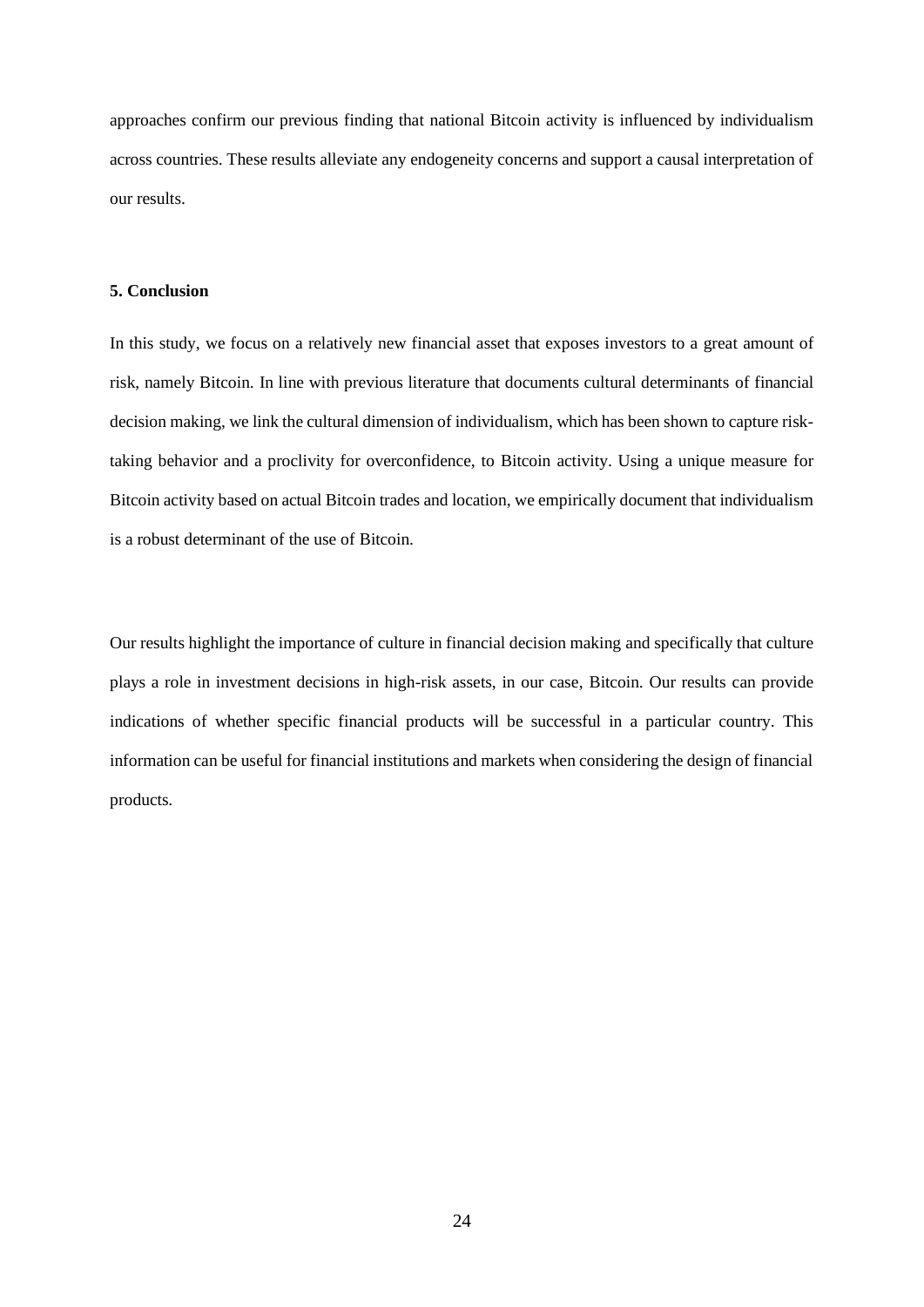approaches confirm our previous finding that national Bitcoin activity is influenced by individualism across countries. These results alleviate any endogeneity concerns and support a causal interpretation of our results.

## 5. Conclusion

In this study, we focus on a relatively new financial asset that exposes investors to a great amount of risk, namely Bitcoin. In line with previous literature that documents cultural determinants of financial decision making, we link the cultural dimension of individualism, which has been shown to capture risk-taking behavior and a proclivity for overconfidence, to Bitcoin activity. Using a unique measure for Bitcoin activity based on actual Bitcoin trades and location, we empirically document that individualism is a robust determinant of the use of Bitcoin.

Our results highlight the importance of culture in financial decision making and specifically that culture plays a role in investment decisions in high-risk assets, in our case, Bitcoin. Our results can provide indications of whether specific financial products will be successful in a particular country. This information can be useful for financial institutions and markets when considering the design of financial products.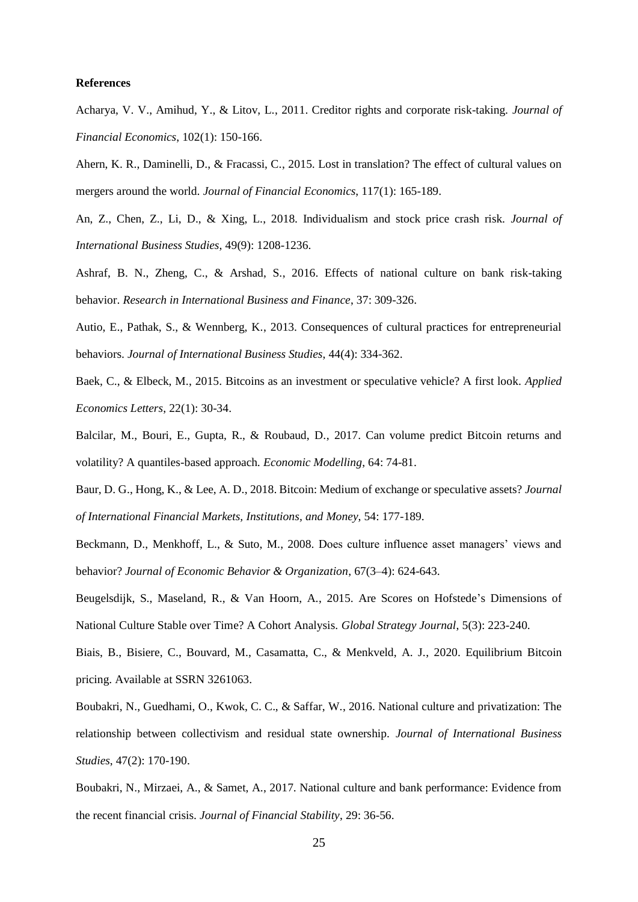**References**

Acharya, V. V., Amihud, Y., & Litov, L., 2011. Creditor rights and corporate risk-taking. *Journal of Financial Economics*, 102(1): 150-166.

Ahern, K. R., Daminelli, D., & Fracassi, C., 2015. Lost in translation? The effect of cultural values on mergers around the world. *Journal of Financial Economics*, 117(1): 165-189.

An, Z., Chen, Z., Li, D., & Xing, L., 2018. Individualism and stock price crash risk. *Journal of International Business Studies*, 49(9): 1208-1236.

Ashraf, B. N., Zheng, C., & Arshad, S., 2016. Effects of national culture on bank risk-taking behavior. *Research in International Business and Finance*, 37: 309-326.

Autio, E., Pathak, S., & Wennberg, K., 2013. Consequences of cultural practices for entrepreneurial behaviors. *Journal of International Business Studies*, 44(4): 334-362.

Baek, C., & Elbeck, M., 2015. Bitcoins as an investment or speculative vehicle? A first look. *Applied Economics Letters*, 22(1): 30-34.

Balcilar, M., Bouri, E., Gupta, R., & Roubaud, D., 2017. Can volume predict Bitcoin returns and volatility? A quantiles-based approach. *Economic Modelling*, 64: 74-81.

Baur, D. G., Hong, K., & Lee, A. D., 2018. Bitcoin: Medium of exchange or speculative assets? *Journal of International Financial Markets, Institutions, and Money*, 54: 177-189.

Beckmann, D., Menkhoff, L., & Suto, M., 2008. Does culture influence asset managers' views and behavior? *Journal of Economic Behavior & Organization*, 67(3–4): 624-643.

Beugelsdijk, S., Maseland, R., & Van Hoorn, A., 2015. Are Scores on Hofstede's Dimensions of National Culture Stable over Time? A Cohort Analysis. *Global Strategy Journal*, 5(3): 223-240.

Biais, B., Bisiere, C., Bouvard, M., Casamatta, C., & Menkveld, A. J., 2020. Equilibrium Bitcoin pricing. Available at SSRN 3261063.

Boubakri, N., Guedhami, O., Kwok, C. C., & Saffar, W., 2016. National culture and privatization: The relationship between collectivism and residual state ownership. *Journal of International Business Studies*, 47(2): 170-190.

Boubakri, N., Mirzaei, A., & Samet, A., 2017. National culture and bank performance: Evidence from the recent financial crisis. *Journal of Financial Stability*, 29: 36-56.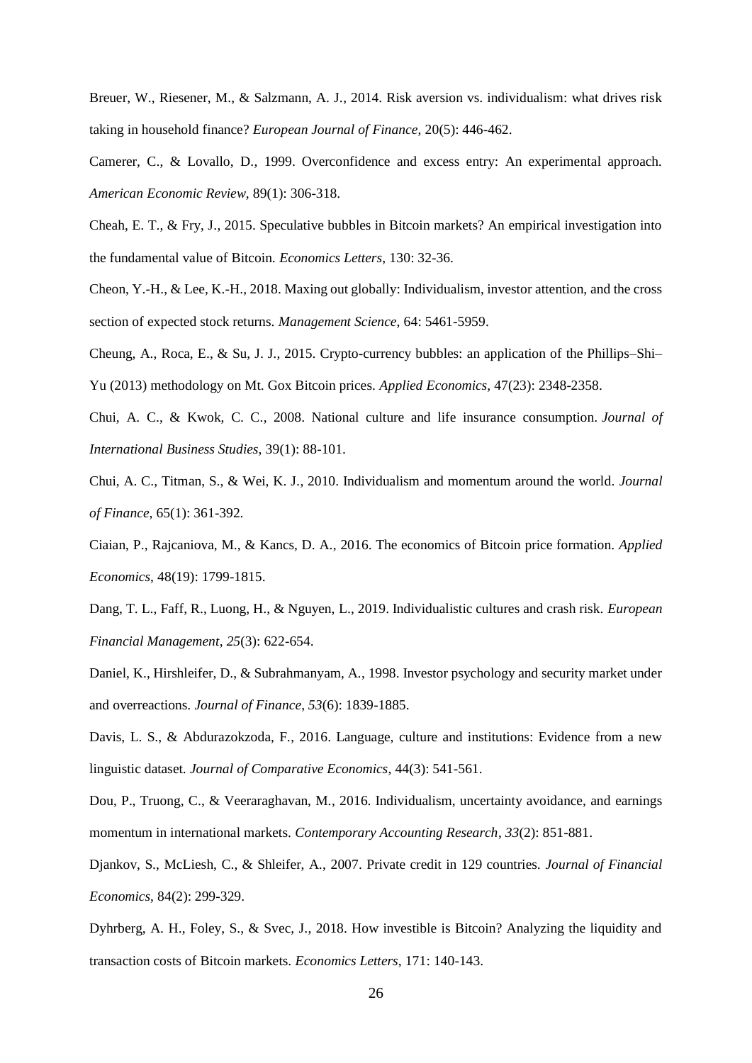Breuer, W., Riesener, M., & Salzmann, A. J., 2014. Risk aversion vs. individualism: what drives risk taking in household finance? *European Journal of Finance*, 20(5): 446-462.

Camerer, C., & Lovallo, D., 1999. Overconfidence and excess entry: An experimental approach. *American Economic Review*, 89(1): 306-318.

Cheah, E. T., & Fry, J., 2015. Speculative bubbles in Bitcoin markets? An empirical investigation into the fundamental value of Bitcoin. *Economics Letters*, 130: 32-36.

Cheon, Y.-H., & Lee, K.-H., 2018. Maxing out globally: Individualism, investor attention, and the cross section of expected stock returns. *Management Science*, 64: 5461-5959.

Cheung, A., Roca, E., & Su, J. J., 2015. Crypto-currency bubbles: an application of the Phillips–Shi–Yu (2013) methodology on Mt. Gox Bitcoin prices. *Applied Economics*, 47(23): 2348-2358.

Chui, A. C., & Kwok, C. C., 2008. National culture and life insurance consumption. *Journal of International Business Studies*, 39(1): 88-101.

Chui, A. C., Titman, S., & Wei, K. J., 2010. Individualism and momentum around the world. *Journal of Finance*, 65(1): 361-392.

Ciaian, P., Rajcaniova, M., & Kancs, D. A., 2016. The economics of Bitcoin price formation. *Applied Economics*, 48(19): 1799-1815.

Dang, T. L., Faff, R., Luong, H., & Nguyen, L., 2019. Individualistic cultures and crash risk. *European Financial Management*, *25*(3): 622-654.

Daniel, K., Hirshleifer, D., & Subrahmanyam, A., 1998. Investor psychology and security market under and overreactions. *Journal of Finance*, *53*(6): 1839-1885.

Davis, L. S., & Abdurazokzoda, F., 2016. Language, culture and institutions: Evidence from a new linguistic dataset. *Journal of Comparative Economics*, 44(3): 541-561.

Dou, P., Truong, C., & Veeraraghavan, M., 2016. Individualism, uncertainty avoidance, and earnings momentum in international markets. *Contemporary Accounting Research*, *33*(2): 851-881.

Djankov, S., McLiesh, C., & Shleifer, A., 2007. Private credit in 129 countries. *Journal of Financial Economics*, 84(2): 299-329.

Dyhrberg, A. H., Foley, S., & Svec, J., 2018. How investible is Bitcoin? Analyzing the liquidity and transaction costs of Bitcoin markets. *Economics Letters*, 171: 140-143.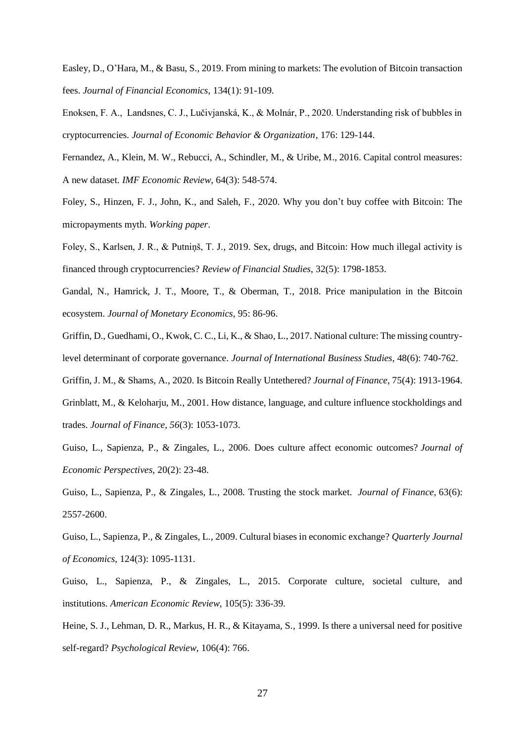Easley, D., O'Hara, M., & Basu, S., 2019. From mining to markets: The evolution of Bitcoin transaction fees. *Journal of Financial Economics*, 134(1): 91-109.

Enoksen, F. A., Landsnes, C. J., Lučivjanská, K., & Molnár, P., 2020. Understanding risk of bubbles in cryptocurrencies. *Journal of Economic Behavior & Organization*, 176: 129-144.

Fernandez, A., Klein, M. W., Rebucci, A., Schindler, M., & Uribe, M., 2016. Capital control measures: A new dataset. *IMF Economic Review*, 64(3): 548-574.

Foley, S., Hinzen, F. J., John, K., and Saleh, F., 2020. Why you don't buy coffee with Bitcoin: The micropayments myth. *Working paper*.

Foley, S., Karlsen, J. R., & Putniņš, T. J., 2019. Sex, drugs, and Bitcoin: How much illegal activity is financed through cryptocurrencies? *Review of Financial Studies*, 32(5): 1798-1853.

Gandal, N., Hamrick, J. T., Moore, T., & Oberman, T., 2018. Price manipulation in the Bitcoin ecosystem. *Journal of Monetary Economics*, 95: 86-96.

Griffin, D., Guedhami, O., Kwok, C. C., Li, K., & Shao, L., 2017. National culture: The missing country-level determinant of corporate governance. *Journal of International Business Studies*, 48(6): 740-762.

Griffin, J. M., & Shams, A., 2020. Is Bitcoin Really Untethered? *Journal of Finance*, 75(4): 1913-1964.

Grinblatt, M., & Keloharju, M., 2001. How distance, language, and culture influence stockholdings and trades. *Journal of Finance*, *56*(3): 1053-1073.

Guiso, L., Sapienza, P., & Zingales, L., 2006. Does culture affect economic outcomes? *Journal of Economic Perspectives*, 20(2): 23-48.

Guiso, L., Sapienza, P., & Zingales, L., 2008. Trusting the stock market. *Journal of Finance*, 63(6): 2557-2600.

Guiso, L., Sapienza, P., & Zingales, L., 2009. Cultural biases in economic exchange? *Quarterly Journal of Economics*, 124(3): 1095-1131.

Guiso, L., Sapienza, P., & Zingales, L., 2015. Corporate culture, societal culture, and institutions. *American Economic Review*, 105(5): 336-39.

Heine, S. J., Lehman, D. R., Markus, H. R., & Kitayama, S., 1999. Is there a universal need for positive self-regard? *Psychological Review*, 106(4): 766.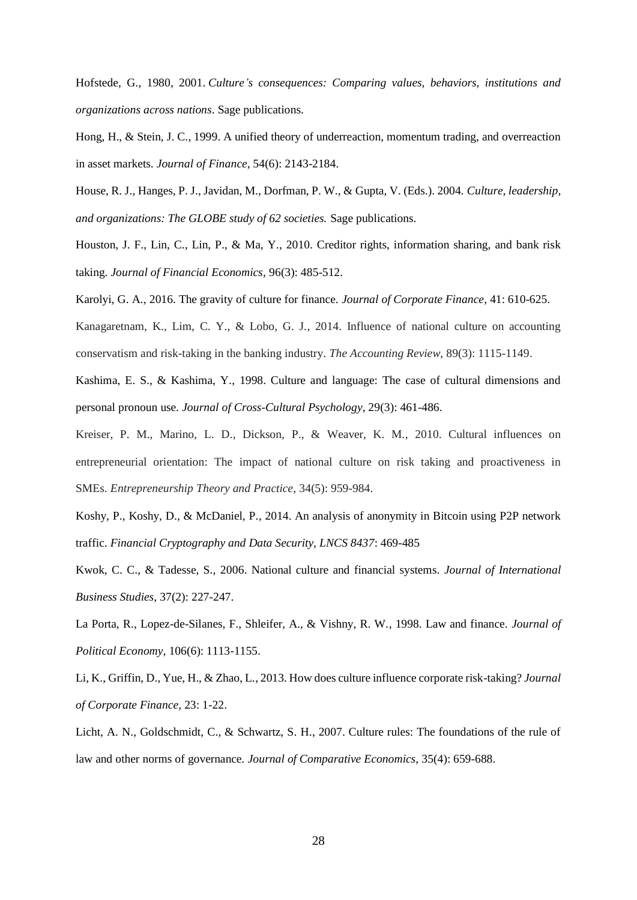Hofstede, G., 1980, 2001. *Culture's consequences: Comparing values, behaviors, institutions and organizations across nations*. Sage publications.

Hong, H., & Stein, J. C., 1999. A unified theory of underreaction, momentum trading, and overreaction in asset markets. *Journal of Finance*, 54(6): 2143-2184.

House, R. J., Hanges, P. J., Javidan, M., Dorfman, P. W., & Gupta, V. (Eds.). 2004. *Culture, leadership, and organizations: The GLOBE study of 62 societies.* Sage publications.

Houston, J. F., Lin, C., Lin, P., & Ma, Y., 2010. Creditor rights, information sharing, and bank risk taking. *Journal of Financial Economics*, 96(3): 485-512.

Karolyi, G. A., 2016. The gravity of culture for finance. *Journal of Corporate Finance*, 41: 610-625.

Kanagaretnam, K., Lim, C. Y., & Lobo, G. J., 2014. Influence of national culture on accounting conservatism and risk-taking in the banking industry. *The Accounting Review*, 89(3): 1115-1149.

Kashima, E. S., & Kashima, Y., 1998. Culture and language: The case of cultural dimensions and personal pronoun use. *Journal of Cross-Cultural Psychology*, 29(3): 461-486.

Kreiser, P. M., Marino, L. D., Dickson, P., & Weaver, K. M., 2010. Cultural influences on entrepreneurial orientation: The impact of national culture on risk taking and proactiveness in SMEs. *Entrepreneurship Theory and Practice*, 34(5): 959-984.

Koshy, P., Koshy, D., & McDaniel, P., 2014. An analysis of anonymity in Bitcoin using P2P network traffic. *Financial Cryptography and Data Security, LNCS 8437*: 469-485

Kwok, C. C., & Tadesse, S., 2006. National culture and financial systems. *Journal of International Business Studies*, 37(2): 227-247.

La Porta, R., Lopez-de-Silanes, F., Shleifer, A., & Vishny, R. W., 1998. Law and finance. *Journal of Political Economy*, 106(6): 1113-1155.

Li, K., Griffin, D., Yue, H., & Zhao, L., 2013. How does culture influence corporate risk-taking? *Journal of Corporate Finance*, 23: 1-22.

Licht, A. N., Goldschmidt, C., & Schwartz, S. H., 2007. Culture rules: The foundations of the rule of law and other norms of governance. *Journal of Comparative Economics*, 35(4): 659-688.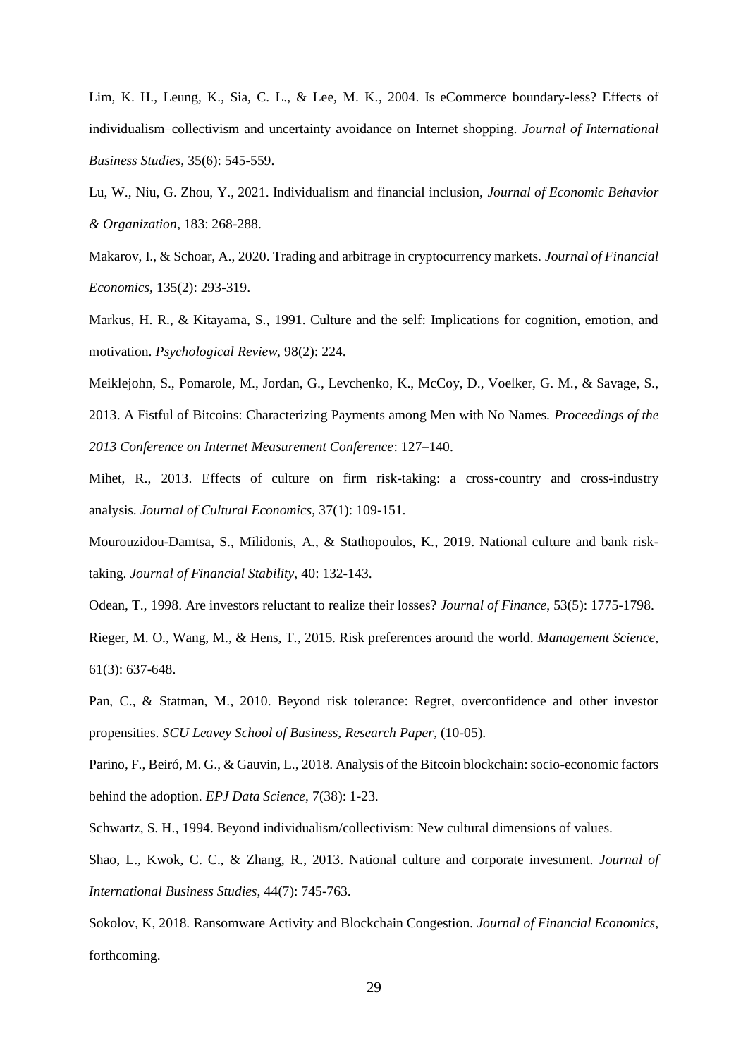Lim, K. H., Leung, K., Sia, C. L., & Lee, M. K., 2004. Is eCommerce boundary-less? Effects of individualism–collectivism and uncertainty avoidance on Internet shopping. *Journal of International Business Studies*, 35(6): 545-559.

Lu, W., Niu, G. Zhou, Y., 2021. Individualism and financial inclusion, *Journal of Economic Behavior & Organization*, 183: 268-288.

Makarov, I., & Schoar, A., 2020. Trading and arbitrage in cryptocurrency markets. *Journal of Financial Economics*, 135(2): 293-319.

Markus, H. R., & Kitayama, S., 1991. Culture and the self: Implications for cognition, emotion, and motivation. *Psychological Review*, 98(2): 224.

Meiklejohn, S., Pomarole, M., Jordan, G., Levchenko, K., McCoy, D., Voelker, G. M., & Savage, S., 2013. A Fistful of Bitcoins: Characterizing Payments among Men with No Names. *Proceedings of the 2013 Conference on Internet Measurement Conference*: 127–140.

Mihet, R., 2013. Effects of culture on firm risk-taking: a cross-country and cross-industry analysis. *Journal of Cultural Economics*, 37(1): 109-151.

Mourouzidou-Damtsa, S., Milidonis, A., & Stathopoulos, K., 2019. National culture and bank risk-taking. *Journal of Financial Stability*, 40: 132-143.

Odean, T., 1998. Are investors reluctant to realize their losses? *Journal of Finance*, 53(5): 1775-1798.

Rieger, M. O., Wang, M., & Hens, T., 2015. Risk preferences around the world. *Management Science*, 61(3): 637-648.

Pan, C., & Statman, M., 2010. Beyond risk tolerance: Regret, overconfidence and other investor propensities. *SCU Leavey School of Business, Research Paper*, (10-05).

Parino, F., Beiró, M. G., & Gauvin, L., 2018. Analysis of the Bitcoin blockchain: socio-economic factors behind the adoption. *EPJ Data Science*, 7(38): 1-23.

Schwartz, S. H., 1994. Beyond individualism/collectivism: New cultural dimensions of values.

Shao, L., Kwok, C. C., & Zhang, R., 2013. National culture and corporate investment. *Journal of International Business Studies*, 44(7): 745-763.

Sokolov, K, 2018. Ransomware Activity and Blockchain Congestion. *Journal of Financial Economics*, forthcoming.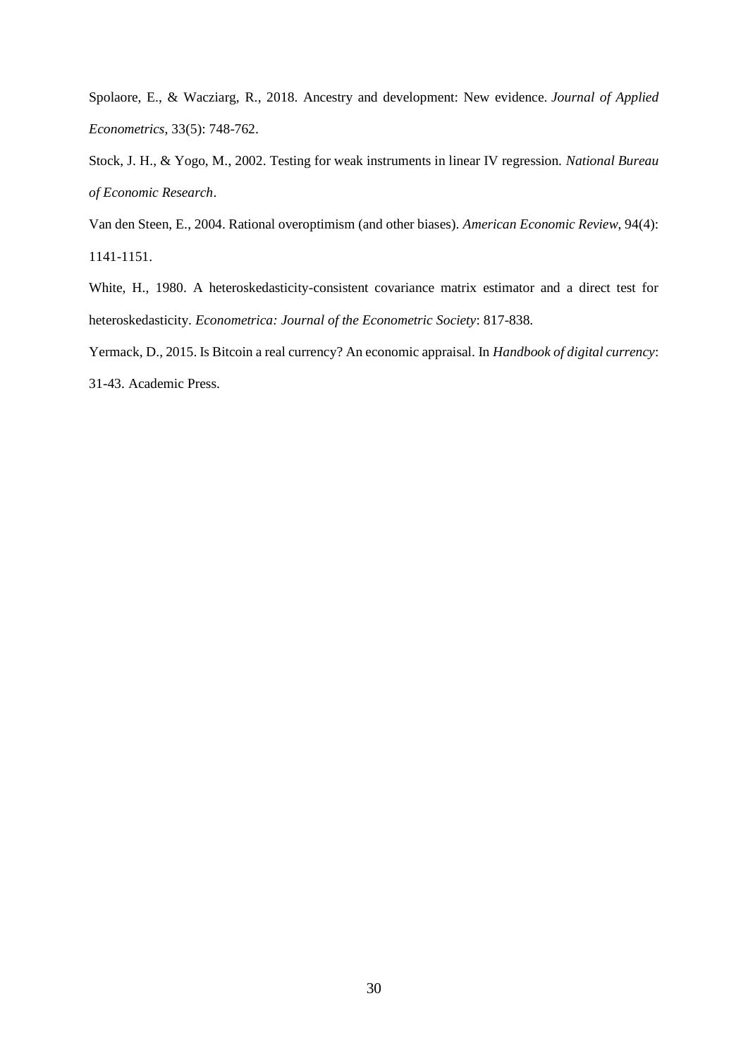Spolaore, E., & Wacziarg, R., 2018. Ancestry and development: New evidence. *Journal of Applied Econometrics*, 33(5): 748-762.

Stock, J. H., & Yogo, M., 2002. Testing for weak instruments in linear IV regression. *National Bureau of Economic Research*.

Van den Steen, E., 2004. Rational overoptimism (and other biases). *American Economic Review*, 94(4): 1141-1151.

White, H., 1980. A heteroskedasticity-consistent covariance matrix estimator and a direct test for heteroskedasticity. *Econometrica: Journal of the Econometric Society*: 817-838.

Yermack, D., 2015. Is Bitcoin a real currency? An economic appraisal. In *Handbook of digital currency*: 31-43. Academic Press.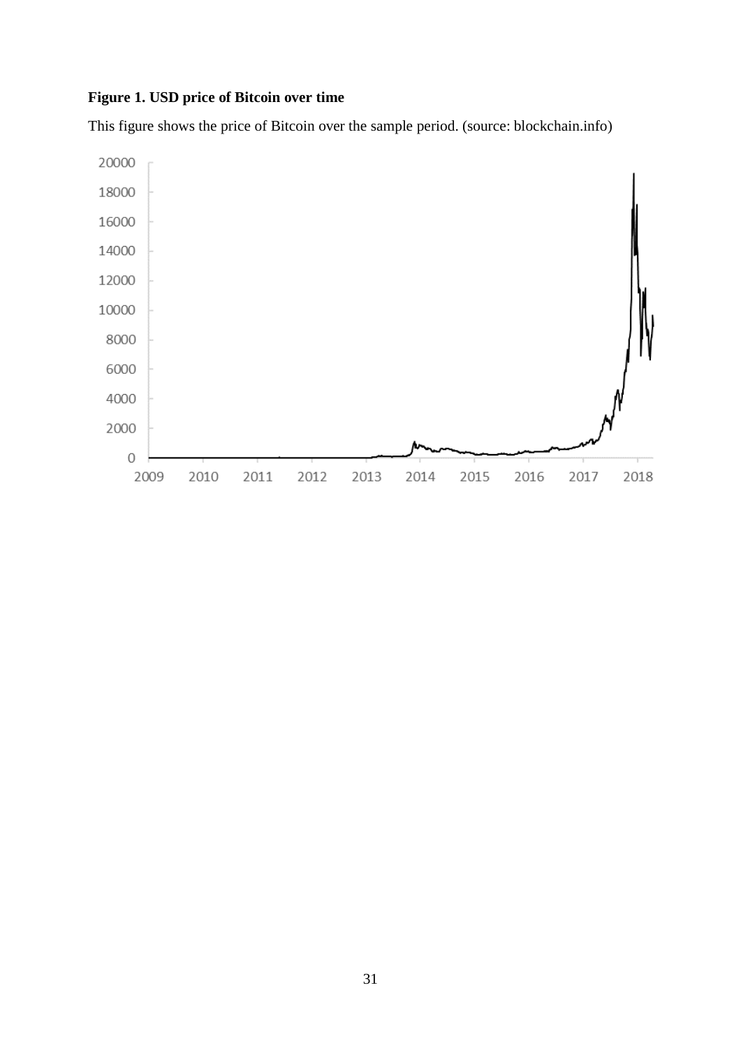**Figure 1. USD price of Bitcoin over time**

This figure shows the price of Bitcoin over the sample period. (source: blockchain.info)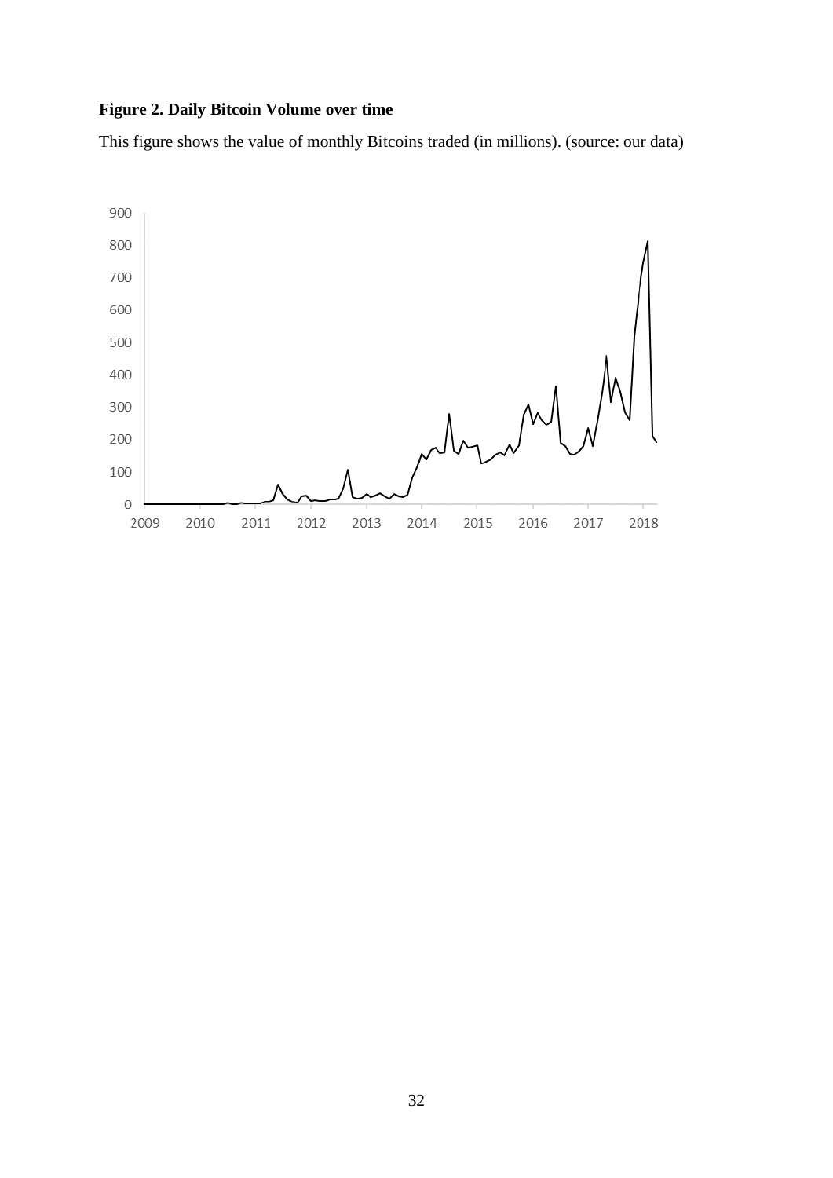**Figure 2. Daily Bitcoin Volume over time**

This figure shows the value of monthly Bitcoins traded (in millions). (source: our data)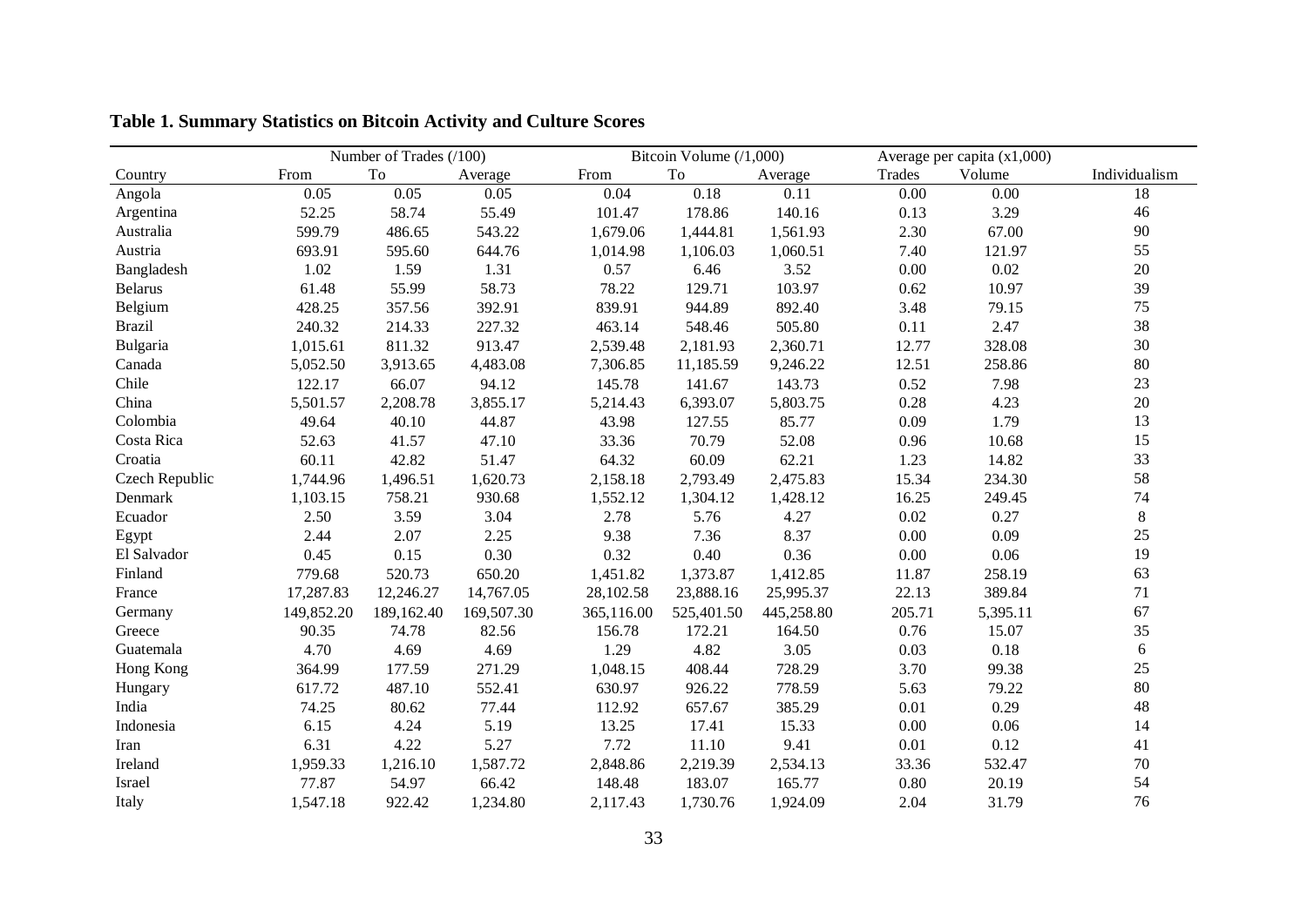**Table 1. Summary Statistics on Bitcoin Activity and Culture Scores**

| | Number of Trades (/100) | | | Bitcoin Volume (/1,000) | | | Average per capita (x1,000) | | |
|---|---|---|---|---|---|---|---|---|---|
| Country | From | To | Average | From | To | Average | Trades | Volume | Individualism |
| Angola | 0.05 | 0.05 | 0.05 | 0.04 | 0.18 | 0.11 | 0.00 | 0.00 | 18 |
| Argentina | 52.25 | 58.74 | 55.49 | 101.47 | 178.86 | 140.16 | 0.13 | 3.29 | 46 |
| Australia | 599.79 | 486.65 | 543.22 | 1,679.06 | 1,444.81 | 1,561.93 | 2.30 | 67.00 | 90 |
| Austria | 693.91 | 595.60 | 644.76 | 1,014.98 | 1,106.03 | 1,060.51 | 7.40 | 121.97 | 55 |
| Bangladesh | 1.02 | 1.59 | 1.31 | 0.57 | 6.46 | 3.52 | 0.00 | 0.02 | 20 |
| Belarus | 61.48 | 55.99 | 58.73 | 78.22 | 129.71 | 103.97 | 0.62 | 10.97 | 39 |
| Belgium | 428.25 | 357.56 | 392.91 | 839.91 | 944.89 | 892.40 | 3.48 | 79.15 | 75 |
| Brazil | 240.32 | 214.33 | 227.32 | 463.14 | 548.46 | 505.80 | 0.11 | 2.47 | 38 |
| Bulgaria | 1,015.61 | 811.32 | 913.47 | 2,539.48 | 2,181.93 | 2,360.71 | 12.77 | 328.08 | 30 |
| Canada | 5,052.50 | 3,913.65 | 4,483.08 | 7,306.85 | 11,185.59 | 9,246.22 | 12.51 | 258.86 | 80 |
| Chile | 122.17 | 66.07 | 94.12 | 145.78 | 141.67 | 143.73 | 0.52 | 7.98 | 23 |
| China | 5,501.57 | 2,208.78 | 3,855.17 | 5,214.43 | 6,393.07 | 5,803.75 | 0.28 | 4.23 | 20 |
| Colombia | 49.64 | 40.10 | 44.87 | 43.98 | 127.55 | 85.77 | 0.09 | 1.79 | 13 |
| Costa Rica | 52.63 | 41.57 | 47.10 | 33.36 | 70.79 | 52.08 | 0.96 | 10.68 | 15 |
| Croatia | 60.11 | 42.82 | 51.47 | 64.32 | 60.09 | 62.21 | 1.23 | 14.82 | 33 |
| Czech Republic | 1,744.96 | 1,496.51 | 1,620.73 | 2,158.18 | 2,793.49 | 2,475.83 | 15.34 | 234.30 | 58 |
| Denmark | 1,103.15 | 758.21 | 930.68 | 1,552.12 | 1,304.12 | 1,428.12 | 16.25 | 249.45 | 74 |
| Ecuador | 2.50 | 3.59 | 3.04 | 2.78 | 5.76 | 4.27 | 0.02 | 0.27 | 8 |
| Egypt | 2.44 | 2.07 | 2.25 | 9.38 | 7.36 | 8.37 | 0.00 | 0.09 | 25 |
| El Salvador | 0.45 | 0.15 | 0.30 | 0.32 | 0.40 | 0.36 | 0.00 | 0.06 | 19 |
| Finland | 779.68 | 520.73 | 650.20 | 1,451.82 | 1,373.87 | 1,412.85 | 11.87 | 258.19 | 63 |
| France | 17,287.83 | 12,246.27 | 14,767.05 | 28,102.58 | 23,888.16 | 25,995.37 | 22.13 | 389.84 | 71 |
| Germany | 149,852.20 | 189,162.40 | 169,507.30 | 365,116.00 | 525,401.50 | 445,258.80 | 205.71 | 5,395.11 | 67 |
| Greece | 90.35 | 74.78 | 82.56 | 156.78 | 172.21 | 164.50 | 0.76 | 15.07 | 35 |
| Guatemala | 4.70 | 4.69 | 4.69 | 1.29 | 4.82 | 3.05 | 0.03 | 0.18 | 6 |
| Hong Kong | 364.99 | 177.59 | 271.29 | 1,048.15 | 408.44 | 728.29 | 3.70 | 99.38 | 25 |
| Hungary | 617.72 | 487.10 | 552.41 | 630.97 | 926.22 | 778.59 | 5.63 | 79.22 | 80 |
| India | 74.25 | 80.62 | 77.44 | 112.92 | 657.67 | 385.29 | 0.01 | 0.29 | 48 |
| Indonesia | 6.15 | 4.24 | 5.19 | 13.25 | 17.41 | 15.33 | 0.00 | 0.06 | 14 |
| Iran | 6.31 | 4.22 | 5.27 | 7.72 | 11.10 | 9.41 | 0.01 | 0.12 | 41 |
| Ireland | 1,959.33 | 1,216.10 | 1,587.72 | 2,848.86 | 2,219.39 | 2,534.13 | 33.36 | 532.47 | 70 |
| Israel | 77.87 | 54.97 | 66.42 | 148.48 | 183.07 | 165.77 | 0.80 | 20.19 | 54 |
| Italy | 1,547.18 | 922.42 | 1,234.80 | 2,117.43 | 1,730.76 | 1,924.09 | 2.04 | 31.79 | 76 |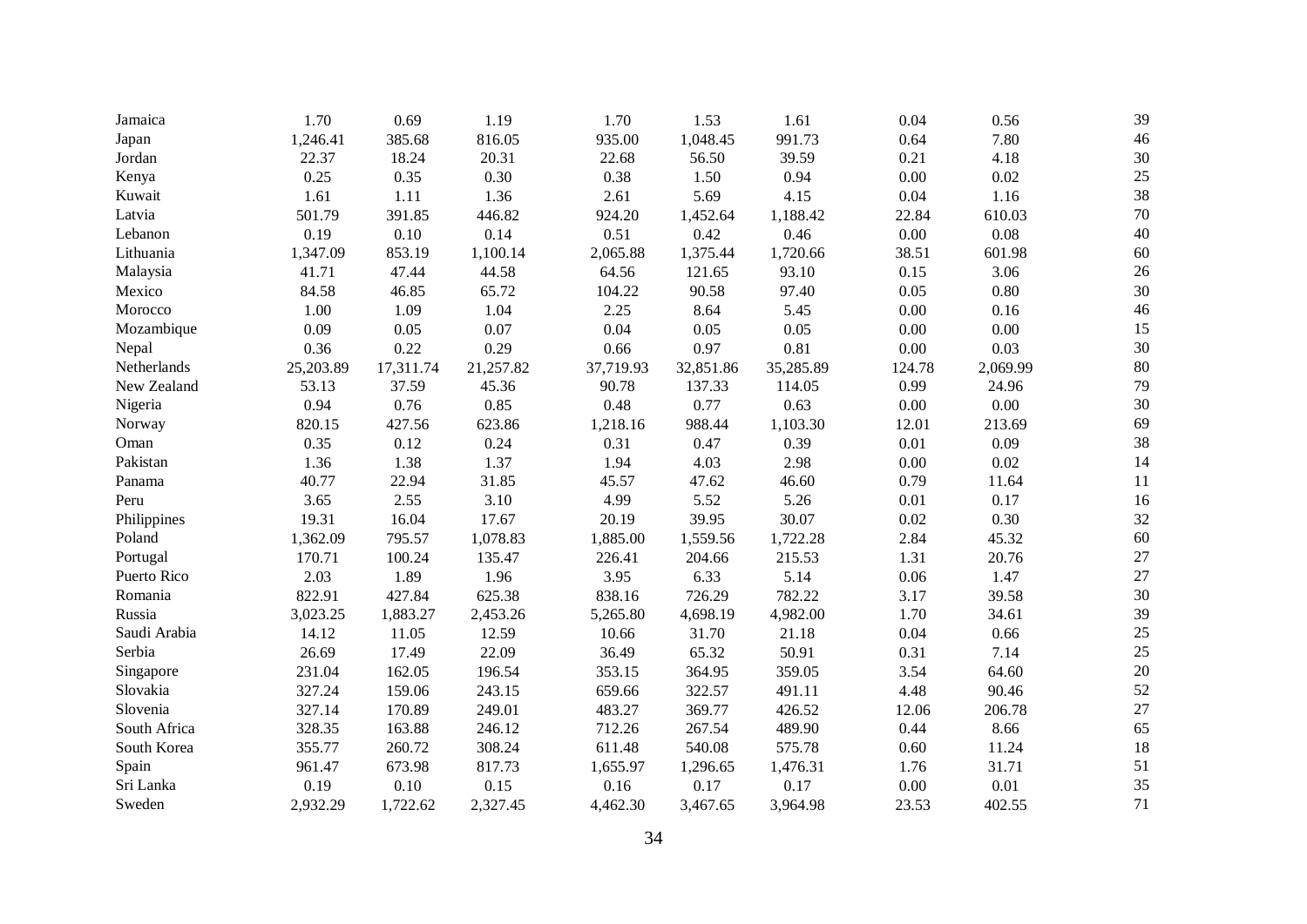| | | | | | | | | | |
|---|---|---|---|---|---|---|---|---|---|
| Jamaica | 1.70 | 0.69 | 1.19 | 1.70 | 1.53 | 1.61 | 0.04 | 0.56 | 39 |
| Japan | 1,246.41 | 385.68 | 816.05 | 935.00 | 1,048.45 | 991.73 | 0.64 | 7.80 | 46 |
| Jordan | 22.37 | 18.24 | 20.31 | 22.68 | 56.50 | 39.59 | 0.21 | 4.18 | 30 |
| Kenya | 0.25 | 0.35 | 0.30 | 0.38 | 1.50 | 0.94 | 0.00 | 0.02 | 25 |
| Kuwait | 1.61 | 1.11 | 1.36 | 2.61 | 5.69 | 4.15 | 0.04 | 1.16 | 38 |
| Latvia | 501.79 | 391.85 | 446.82 | 924.20 | 1,452.64 | 1,188.42 | 22.84 | 610.03 | 70 |
| Lebanon | 0.19 | 0.10 | 0.14 | 0.51 | 0.42 | 0.46 | 0.00 | 0.08 | 40 |
| Lithuania | 1,347.09 | 853.19 | 1,100.14 | 2,065.88 | 1,375.44 | 1,720.66 | 38.51 | 601.98 | 60 |
| Malaysia | 41.71 | 47.44 | 44.58 | 64.56 | 121.65 | 93.10 | 0.15 | 3.06 | 26 |
| Mexico | 84.58 | 46.85 | 65.72 | 104.22 | 90.58 | 97.40 | 0.05 | 0.80 | 30 |
| Morocco | 1.00 | 1.09 | 1.04 | 2.25 | 8.64 | 5.45 | 0.00 | 0.16 | 46 |
| Mozambique | 0.09 | 0.05 | 0.07 | 0.04 | 0.05 | 0.05 | 0.00 | 0.00 | 15 |
| Nepal | 0.36 | 0.22 | 0.29 | 0.66 | 0.97 | 0.81 | 0.00 | 0.03 | 30 |
| Netherlands | 25,203.89 | 17,311.74 | 21,257.82 | 37,719.93 | 32,851.86 | 35,285.89 | 124.78 | 2,069.99 | 80 |
| New Zealand | 53.13 | 37.59 | 45.36 | 90.78 | 137.33 | 114.05 | 0.99 | 24.96 | 79 |
| Nigeria | 0.94 | 0.76 | 0.85 | 0.48 | 0.77 | 0.63 | 0.00 | 0.00 | 30 |
| Norway | 820.15 | 427.56 | 623.86 | 1,218.16 | 988.44 | 1,103.30 | 12.01 | 213.69 | 69 |
| Oman | 0.35 | 0.12 | 0.24 | 0.31 | 0.47 | 0.39 | 0.01 | 0.09 | 38 |
| Pakistan | 1.36 | 1.38 | 1.37 | 1.94 | 4.03 | 2.98 | 0.00 | 0.02 | 14 |
| Panama | 40.77 | 22.94 | 31.85 | 45.57 | 47.62 | 46.60 | 0.79 | 11.64 | 11 |
| Peru | 3.65 | 2.55 | 3.10 | 4.99 | 5.52 | 5.26 | 0.01 | 0.17 | 16 |
| Philippines | 19.31 | 16.04 | 17.67 | 20.19 | 39.95 | 30.07 | 0.02 | 0.30 | 32 |
| Poland | 1,362.09 | 795.57 | 1,078.83 | 1,885.00 | 1,559.56 | 1,722.28 | 2.84 | 45.32 | 60 |
| Portugal | 170.71 | 100.24 | 135.47 | 226.41 | 204.66 | 215.53 | 1.31 | 20.76 | 27 |
| Puerto Rico | 2.03 | 1.89 | 1.96 | 3.95 | 6.33 | 5.14 | 0.06 | 1.47 | 27 |
| Romania | 822.91 | 427.84 | 625.38 | 838.16 | 726.29 | 782.22 | 3.17 | 39.58 | 30 |
| Russia | 3,023.25 | 1,883.27 | 2,453.26 | 5,265.80 | 4,698.19 | 4,982.00 | 1.70 | 34.61 | 39 |
| Saudi Arabia | 14.12 | 11.05 | 12.59 | 10.66 | 31.70 | 21.18 | 0.04 | 0.66 | 25 |
| Serbia | 26.69 | 17.49 | 22.09 | 36.49 | 65.32 | 50.91 | 0.31 | 7.14 | 25 |
| Singapore | 231.04 | 162.05 | 196.54 | 353.15 | 364.95 | 359.05 | 3.54 | 64.60 | 20 |
| Slovakia | 327.24 | 159.06 | 243.15 | 659.66 | 322.57 | 491.11 | 4.48 | 90.46 | 52 |
| Slovenia | 327.14 | 170.89 | 249.01 | 483.27 | 369.77 | 426.52 | 12.06 | 206.78 | 27 |
| South Africa | 328.35 | 163.88 | 246.12 | 712.26 | 267.54 | 489.90 | 0.44 | 8.66 | 65 |
| South Korea | 355.77 | 260.72 | 308.24 | 611.48 | 540.08 | 575.78 | 0.60 | 11.24 | 18 |
| Spain | 961.47 | 673.98 | 817.73 | 1,655.97 | 1,296.65 | 1,476.31 | 1.76 | 31.71 | 51 |
| Sri Lanka | 0.19 | 0.10 | 0.15 | 0.16 | 0.17 | 0.17 | 0.00 | 0.01 | 35 |
| Sweden | 2,932.29 | 1,722.62 | 2,327.45 | 4,462.30 | 3,467.65 | 3,964.98 | 23.53 | 402.55 | 71 |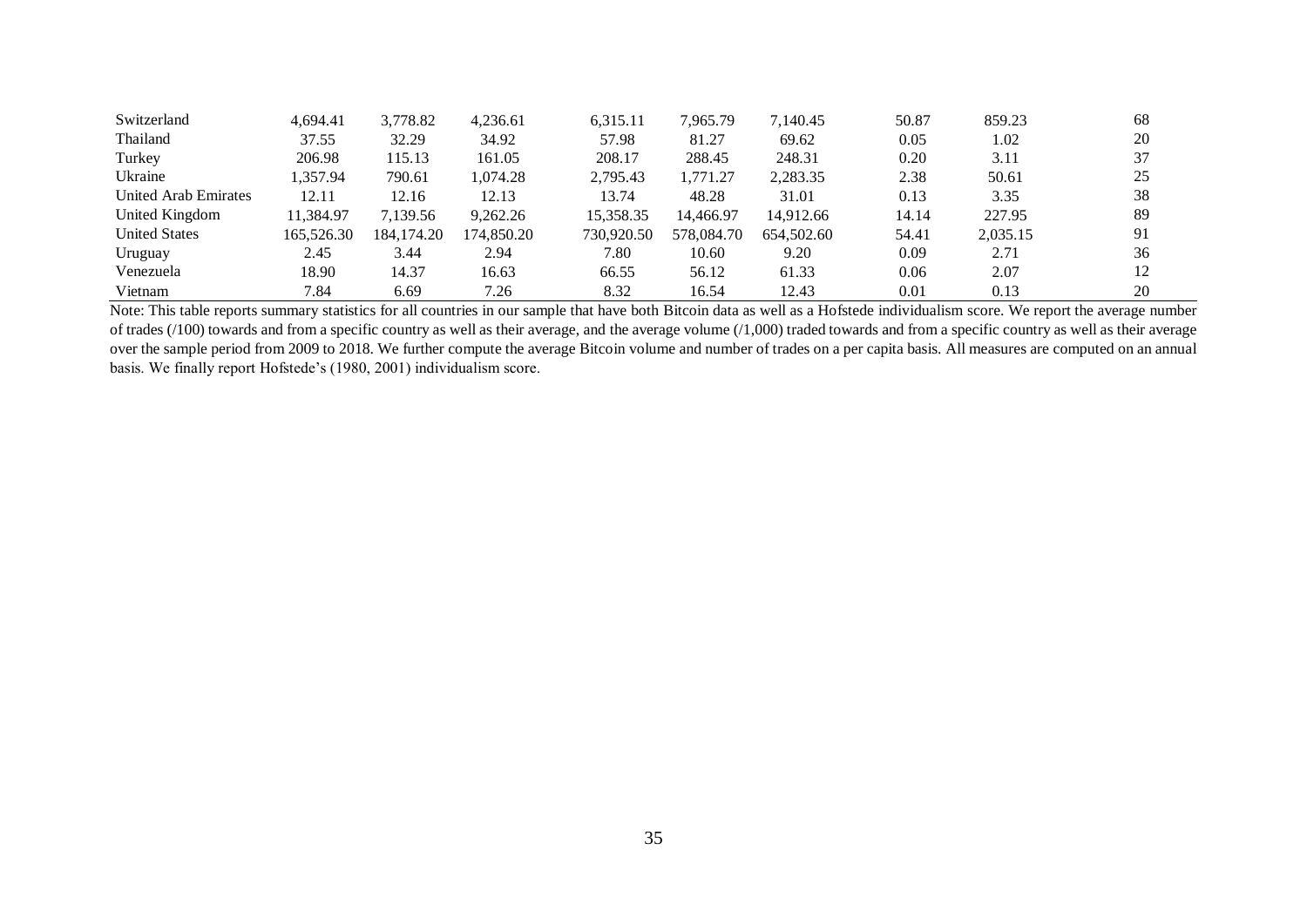| | | | | | | | | | |
|---|---|---|---|---|---|---|---|---|---|
| Switzerland | 4,694.41 | 3,778.82 | 4,236.61 | 6,315.11 | 7,965.79 | 7,140.45 | 50.87 | 859.23 | 68 |
| Thailand | 37.55 | 32.29 | 34.92 | 57.98 | 81.27 | 69.62 | 0.05 | 1.02 | 20 |
| Turkey | 206.98 | 115.13 | 161.05 | 208.17 | 288.45 | 248.31 | 0.20 | 3.11 | 37 |
| Ukraine | 1,357.94 | 790.61 | 1,074.28 | 2,795.43 | 1,771.27 | 2,283.35 | 2.38 | 50.61 | 25 |
| United Arab Emirates | 12.11 | 12.16 | 12.13 | 13.74 | 48.28 | 31.01 | 0.13 | 3.35 | 38 |
| United Kingdom | 11,384.97 | 7,139.56 | 9,262.26 | 15,358.35 | 14,466.97 | 14,912.66 | 14.14 | 227.95 | 89 |
| United States | 165,526.30 | 184,174.20 | 174,850.20 | 730,920.50 | 578,084.70 | 654,502.60 | 54.41 | 2,035.15 | 91 |
| Uruguay | 2.45 | 3.44 | 2.94 | 7.80 | 10.60 | 9.20 | 0.09 | 2.71 | 36 |
| Venezuela | 18.90 | 14.37 | 16.63 | 66.55 | 56.12 | 61.33 | 0.06 | 2.07 | 12 |
| Vietnam | 7.84 | 6.69 | 7.26 | 8.32 | 16.54 | 12.43 | 0.01 | 0.13 | 20 |

Note: This table reports summary statistics for all countries in our sample that have both Bitcoin data as well as a Hofstede individualism score. We report the average number of trades (/100) towards and from a specific country as well as their average, and the average volume (/1,000) traded towards and from a specific country as well as their average over the sample period from 2009 to 2018. We further compute the average Bitcoin volume and number of trades on a per capita basis. All measures are computed on an annual basis. We finally report Hofstede's (1980, 2001) individualism score.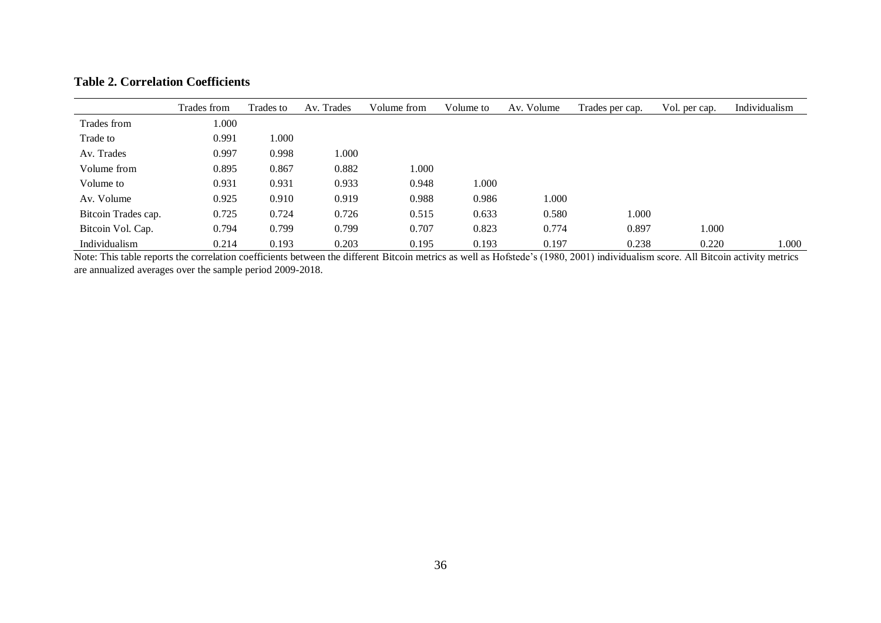**Table 2. Correlation Coefficients**

| | Trades from | Trades to | Av. Trades | Volume from | Volume to | Av. Volume | Trades per cap. | Vol. per cap. | Individualism |
|---|---|---|---|---|---|---|---|---|---|
| Trades from | 1.000 | | | | | | | | |
| Trade to | 0.991 | 1.000 | | | | | | | |
| Av. Trades | 0.997 | 0.998 | 1.000 | | | | | | |
| Volume from | 0.895 | 0.867 | 0.882 | 1.000 | | | | | |
| Volume to | 0.931 | 0.931 | 0.933 | 0.948 | 1.000 | | | | |
| Av. Volume | 0.925 | 0.910 | 0.919 | 0.988 | 0.986 | 1.000 | | | |
| Bitcoin Trades cap. | 0.725 | 0.724 | 0.726 | 0.515 | 0.633 | 0.580 | 1.000 | | |
| Bitcoin Vol. Cap. | 0.794 | 0.799 | 0.799 | 0.707 | 0.823 | 0.774 | 0.897 | 1.000 | |
| Individualism | 0.214 | 0.193 | 0.203 | 0.195 | 0.193 | 0.197 | 0.238 | 0.220 | 1.000 |

Note: This table reports the correlation coefficients between the different Bitcoin metrics as well as Hofstede's (1980, 2001) individualism score. All Bitcoin activity metrics are annualized averages over the sample period 2009-2018.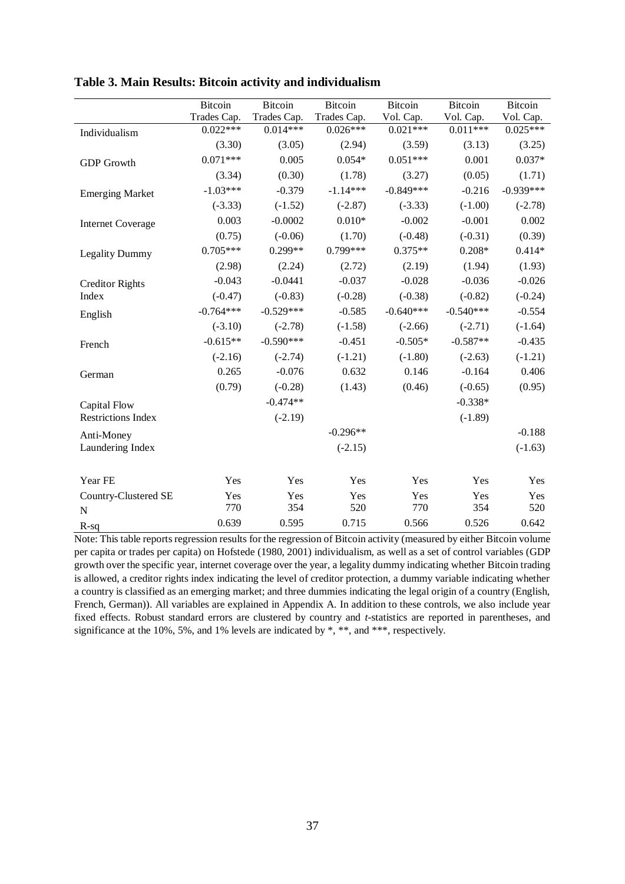**Table 3. Main Results: Bitcoin activity and individualism**

| | Bitcoin Trades Cap. | Bitcoin Trades Cap. | Bitcoin Trades Cap. | Bitcoin Vol. Cap. | Bitcoin Vol. Cap. | Bitcoin Vol. Cap. |
|---|---|---|---|---|---|---|
| Individualism | 0.022*** | 0.014*** | 0.026*** | 0.021*** | 0.011*** | 0.025*** |
| | (3.30) | (3.05) | (2.94) | (3.59) | (3.13) | (3.25) |
| GDP Growth | 0.071*** | 0.005 | 0.054* | 0.051*** | 0.001 | 0.037* |
| | (3.34) | (0.30) | (1.78) | (3.27) | (0.05) | (1.71) |
| Emerging Market | -1.03*** | -0.379 | -1.14*** | -0.849*** | -0.216 | -0.939*** |
| | (-3.33) | (-1.52) | (-2.87) | (-3.33) | (-1.00) | (-2.78) |
| Internet Coverage | 0.003 | -0.0002 | 0.010* | -0.002 | -0.001 | 0.002 |
| | (0.75) | (-0.06) | (1.70) | (-0.48) | (-0.31) | (0.39) |
| Legality Dummy | 0.705*** | 0.299** | 0.799*** | 0.375** | 0.208* | 0.414* |
| | (2.98) | (2.24) | (2.72) | (2.19) | (1.94) | (1.93) |
| Creditor Rights Index | -0.043 | -0.0441 | -0.037 | -0.028 | -0.036 | -0.026 |
| | (-0.47) | (-0.83) | (-0.28) | (-0.38) | (-0.82) | (-0.24) |
| English | -0.764*** | -0.529*** | -0.585 | -0.640*** | -0.540*** | -0.554 |
| | (-3.10) | (-2.78) | (-1.58) | (-2.66) | (-2.71) | (-1.64) |
| French | -0.615** | -0.590*** | -0.451 | -0.505* | -0.587** | -0.435 |
| | (-2.16) | (-2.74) | (-1.21) | (-1.80) | (-2.63) | (-1.21) |
| German | 0.265 | -0.076 | 0.632 | 0.146 | -0.164 | 0.406 |
| | (0.79) | (-0.28) | (1.43) | (0.46) | (-0.65) | (0.95) |
| Capital Flow Restrictions Index | | -0.474** | | | -0.338* | |
| | | (-2.19) | | | (-1.89) | |
| Anti-Money Laundering Index | | | -0.296** | | | -0.188 |
| | | | (-2.15) | | | (-1.63) |
| Year FE | Yes | Yes | Yes | Yes | Yes | Yes |
| Country-Clustered SE | Yes | Yes | Yes | Yes | Yes | Yes |
| N | 770 | 354 | 520 | 770 | 354 | 520 |
| R-sq | 0.639 | 0.595 | 0.715 | 0.566 | 0.526 | 0.642 |

Note: This table reports regression results for the regression of Bitcoin activity (measured by either Bitcoin volume per capita or trades per capita) on Hofstede (1980, 2001) individualism, as well as a set of control variables (GDP growth over the specific year, internet coverage over the year, a legality dummy indicating whether Bitcoin trading is allowed, a creditor rights index indicating the level of creditor protection, a dummy variable indicating whether a country is classified as an emerging market; and three dummies indicating the legal origin of a country (English, French, German)). All variables are explained in Appendix A. In addition to these controls, we also include year fixed effects. Robust standard errors are clustered by country and *t*-statistics are reported in parentheses, and significance at the 10%, 5%, and 1% levels are indicated by *, **, and ***, respectively.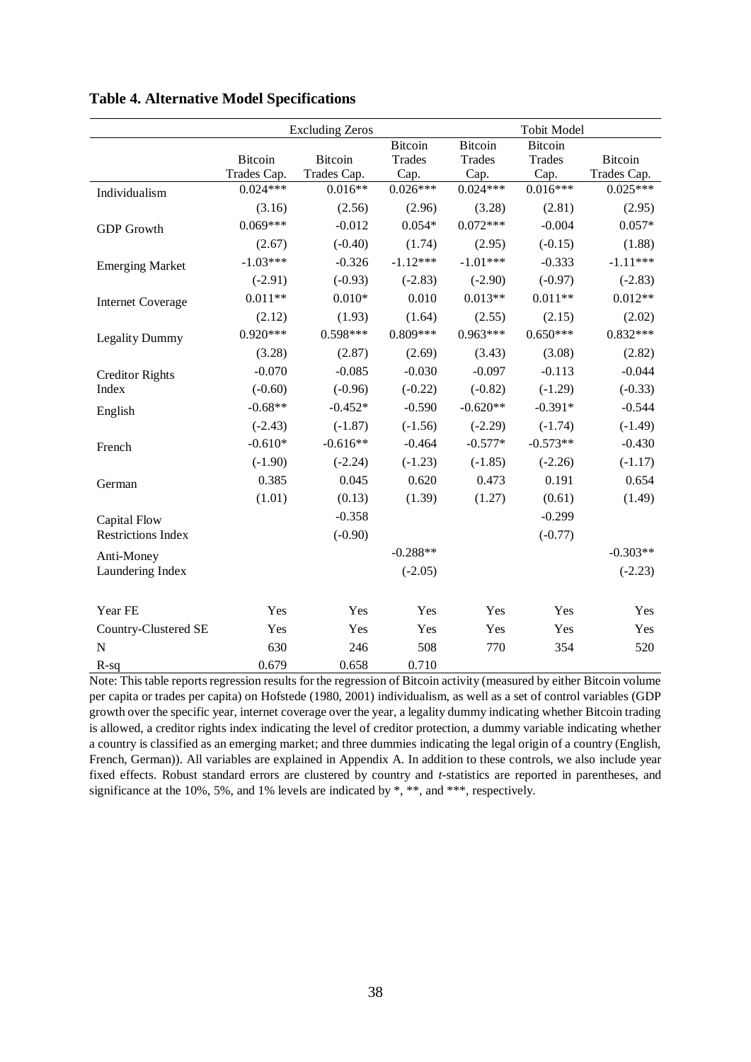**Table 4. Alternative Model Specifications**

| | Excluding Zeros | | | Tobit Model | | |
|---|---|---|---|---|---|---|
| | Bitcoin Trades Cap. | Bitcoin Trades Cap. | Bitcoin Trades Cap. | Bitcoin Trades Cap. | Bitcoin Trades Cap. | Bitcoin Trades Cap. |
| Individualism | 0.024*** | 0.016** | 0.026*** | 0.024*** | 0.016*** | 0.025*** |
| | (3.16) | (2.56) | (2.96) | (3.28) | (2.81) | (2.95) |
| GDP Growth | 0.069*** | -0.012 | 0.054* | 0.072*** | -0.004 | 0.057* |
| | (2.67) | (-0.40) | (1.74) | (2.95) | (-0.15) | (1.88) |
| Emerging Market | -1.03*** | -0.326 | -1.12*** | -1.01*** | -0.333 | -1.11*** |
| | (-2.91) | (-0.93) | (-2.83) | (-2.90) | (-0.97) | (-2.83) |
| Internet Coverage | 0.011** | 0.010* | 0.010 | 0.013** | 0.011** | 0.012** |
| | (2.12) | (1.93) | (1.64) | (2.55) | (2.15) | (2.02) |
| Legality Dummy | 0.920*** | 0.598*** | 0.809*** | 0.963*** | 0.650*** | 0.832*** |
| | (3.28) | (2.87) | (2.69) | (3.43) | (3.08) | (2.82) |
| Creditor Rights Index | -0.070 | -0.085 | -0.030 | -0.097 | -0.113 | -0.044 |
| | (-0.60) | (-0.96) | (-0.22) | (-0.82) | (-1.29) | (-0.33) |
| English | -0.68** | -0.452* | -0.590 | -0.620** | -0.391* | -0.544 |
| | (-2.43) | (-1.87) | (-1.56) | (-2.29) | (-1.74) | (-1.49) |
| French | -0.610* | -0.616** | -0.464 | -0.577* | -0.573** | -0.430 |
| | (-1.90) | (-2.24) | (-1.23) | (-1.85) | (-2.26) | (-1.17) |
| German | 0.385 | 0.045 | 0.620 | 0.473 | 0.191 | 0.654 |
| | (1.01) | (0.13) | (1.39) | (1.27) | (0.61) | (1.49) |
| Capital Flow Restrictions Index | | -0.358 | | | -0.299 | |
| | | (-0.90) | | | (-0.77) | |
| Anti-Money Laundering Index | | | -0.288** | | | -0.303** |
| | | | (-2.05) | | | (-2.23) |
| Year FE | Yes | Yes | Yes | Yes | Yes | Yes |
| Country-Clustered SE | Yes | Yes | Yes | Yes | Yes | Yes |
| N | 630 | 246 | 508 | 770 | 354 | 520 |
| R-sq | 0.679 | 0.658 | 0.710 | | | |

Note: This table reports regression results for the regression of Bitcoin activity (measured by either Bitcoin volume per capita or trades per capita) on Hofstede (1980, 2001) individualism, as well as a set of control variables (GDP growth over the specific year, internet coverage over the year, a legality dummy indicating whether Bitcoin trading is allowed, a creditor rights index indicating the level of creditor protection, a dummy variable indicating whether a country is classified as an emerging market; and three dummies indicating the legal origin of a country (English, French, German)). All variables are explained in Appendix A. In addition to these controls, we also include year fixed effects. Robust standard errors are clustered by country and *t*-statistics are reported in parentheses, and significance at the 10%, 5%, and 1% levels are indicated by *, **, and ***, respectively.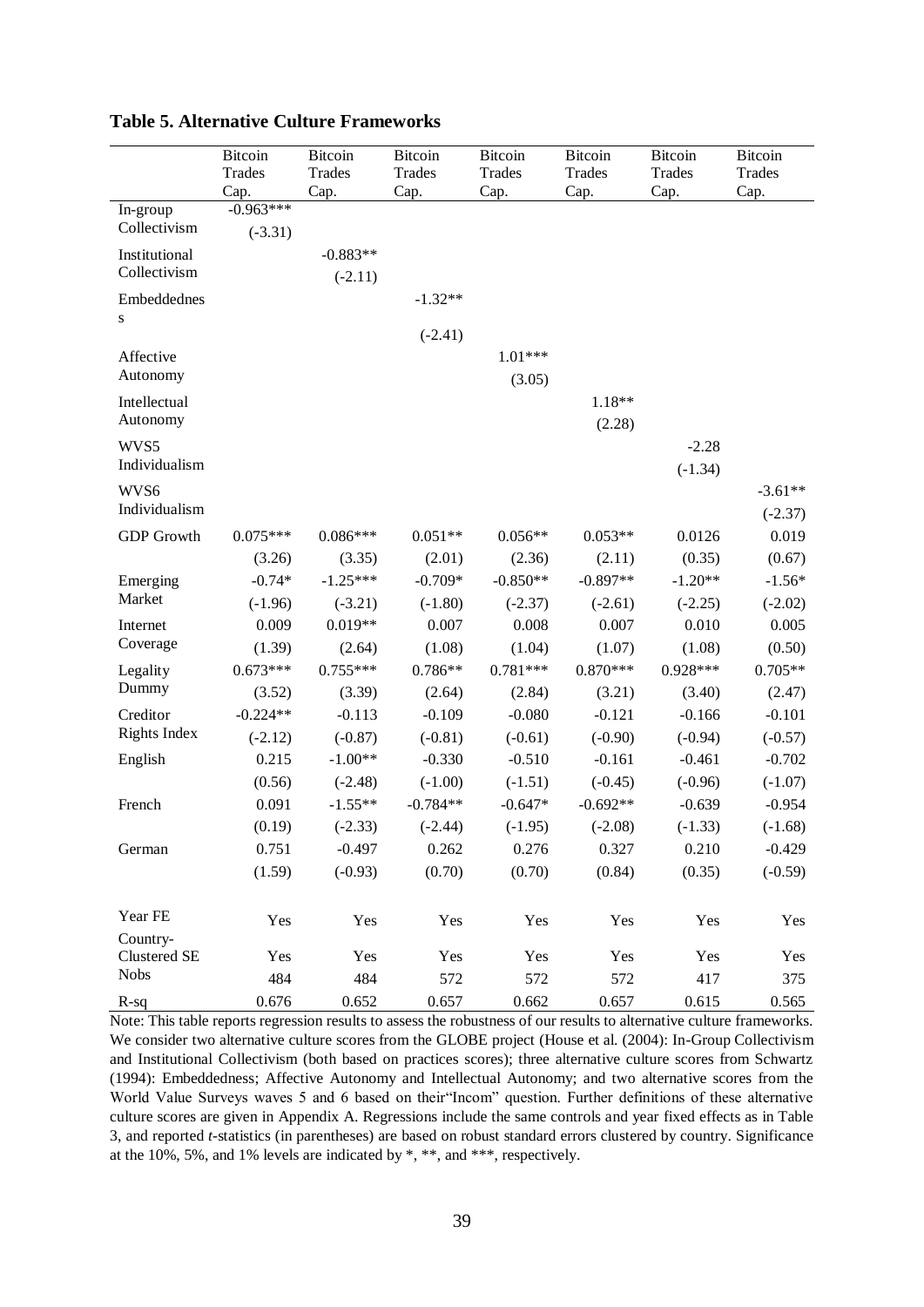**Table 5. Alternative Culture Frameworks**

| | Bitcoin Trades Cap. | Bitcoin Trades Cap. | Bitcoin Trades Cap. | Bitcoin Trades Cap. | Bitcoin Trades Cap. | Bitcoin Trades Cap. | Bitcoin Trades Cap. |
|---|---|---|---|---|---|---|---|
| In-group Collectivism | -0.963*** | | | | | | |
| | (-3.31) | | | | | | |
| Institutional Collectivism | | -0.883** | | | | | |
| | | (-2.11) | | | | | |
| Embeddedness | | | -1.32** | | | | |
| | | | (-2.41) | | | | |
| Affective Autonomy | | | | 1.01*** | | | |
| | | | | (3.05) | | | |
| Intellectual Autonomy | | | | | 1.18** | | |
| | | | | | (2.28) | | |
| WVS5 Individualism | | | | | | -2.28 | |
| | | | | | | (-1.34) | |
| WVS6 Individualism | | | | | | | -3.61** |
| | | | | | | | (-2.37) |
| GDP Growth | 0.075*** | 0.086*** | 0.051** | 0.056** | 0.053** | 0.0126 | 0.019 |
| | (3.26) | (3.35) | (2.01) | (2.36) | (2.11) | (0.35) | (0.67) |
| Emerging Market | -0.74* | -1.25*** | -0.709* | -0.850** | -0.897** | -1.20** | -1.56* |
| | (-1.96) | (-3.21) | (-1.80) | (-2.37) | (-2.61) | (-2.25) | (-2.02) |
| Internet Coverage | 0.009 | 0.019** | 0.007 | 0.008 | 0.007 | 0.010 | 0.005 |
| | (1.39) | (2.64) | (1.08) | (1.04) | (1.07) | (1.08) | (0.50) |
| Legality Dummy | 0.673*** | 0.755*** | 0.786** | 0.781*** | 0.870*** | 0.928*** | 0.705** |
| | (3.52) | (3.39) | (2.64) | (2.84) | (3.21) | (3.40) | (2.47) |
| Creditor Rights Index | -0.224** | -0.113 | -0.109 | -0.080 | -0.121 | -0.166 | -0.101 |
| | (-2.12) | (-0.87) | (-0.81) | (-0.61) | (-0.90) | (-0.94) | (-0.57) |
| English | 0.215 | -1.00** | -0.330 | -0.510 | -0.161 | -0.461 | -0.702 |
| | (0.56) | (-2.48) | (-1.00) | (-1.51) | (-0.45) | (-0.96) | (-1.07) |
| French | 0.091 | -1.55** | -0.784** | -0.647* | -0.692** | -0.639 | -0.954 |
| | (0.19) | (-2.33) | (-2.44) | (-1.95) | (-2.08) | (-1.33) | (-1.68) |
| German | 0.751 | -0.497 | 0.262 | 0.276 | 0.327 | 0.210 | -0.429 |
| | (1.59) | (-0.93) | (0.70) | (0.70) | (0.84) | (0.35) | (-0.59) |
| Year FE | Yes | Yes | Yes | Yes | Yes | Yes | Yes |
| Country-Clustered SE | Yes | Yes | Yes | Yes | Yes | Yes | Yes |
| Nobs | 484 | 484 | 572 | 572 | 572 | 417 | 375 |
| R-sq | 0.676 | 0.652 | 0.657 | 0.662 | 0.657 | 0.615 | 0.565 |

Note: This table reports regression results to assess the robustness of our results to alternative culture frameworks. We consider two alternative culture scores from the GLOBE project (House et al. (2004): In-Group Collectivism and Institutional Collectivism (both based on practices scores); three alternative culture scores from Schwartz (1994): Embeddedness; Affective Autonomy and Intellectual Autonomy; and two alternative scores from the World Value Surveys waves 5 and 6 based on their"Incom" question. Further definitions of these alternative culture scores are given in Appendix A. Regressions include the same controls and year fixed effects as in Table 3, and reported *t*-statistics (in parentheses) are based on robust standard errors clustered by country. Significance at the 10%, 5%, and 1% levels are indicated by *, **, and ***, respectively.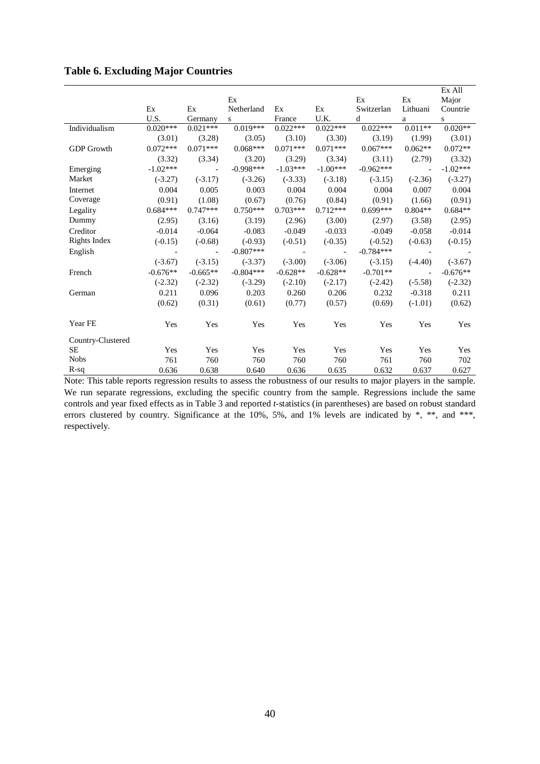## Table 6. Excluding Major Countries

| | Ex U.S. | Ex Germany | Ex Netherlands | Ex France | Ex U.K. | Ex Switzerland | Ex Lithuania | Ex All Major Countries |
|---|---|---|---|---|---|---|---|---|
| Individualism | 0.020*** | 0.021*** | 0.019*** | 0.022*** | 0.022*** | 0.022*** | 0.011** | 0.020** |
| | (3.01) | (3.28) | (3.05) | (3.10) | (3.30) | (3.19) | (1.99) | (3.01) |
| GDP Growth | 0.072*** | 0.071*** | 0.068*** | 0.071*** | 0.071*** | 0.067*** | 0.062** | 0.072** |
| | (3.32) | (3.34) | (3.20) | (3.29) | (3.34) | (3.11) | (2.79) | (3.32) |
| Emerging Market | -1.02*** | - | -0.998*** | -1.03*** | -1.00*** | -0.962*** | - | -1.02*** |
| | (-3.27) | (-3.17) | (-3.26) | (-3.33) | (-3.18) | (-3.15) | (-2.36) | (-3.27) |
| Internet Coverage | 0.004 | 0.005 | 0.003 | 0.004 | 0.004 | 0.004 | 0.007 | 0.004 |
| | (0.91) | (1.08) | (0.67) | (0.76) | (0.84) | (0.91) | (1.66) | (0.91) |
| Legality Dummy | 0.684*** | 0.747*** | 0.750*** | 0.703*** | 0.712*** | 0.699*** | 0.804** | 0.684** |
| | (2.95) | (3.16) | (3.19) | (2.96) | (3.00) | (2.97) | (3.58) | (2.95) |
| Creditor Rights Index | -0.014 | -0.064 | -0.083 | -0.049 | -0.033 | -0.049 | -0.058 | -0.014 |
| | (-0.15) | (-0.68) | (-0.93) | (-0.51) | (-0.35) | (-0.52) | (-0.63) | (-0.15) |
| English | - | - | -0.807*** | - | - | -0.784*** | - | - |
| | (-3.67) | (-3.15) | (-3.37) | (-3.00) | (-3.06) | (-3.15) | (-4.40) | (-3.67) |
| French | -0.676** | -0.665** | -0.804*** | -0.628** | -0.628** | -0.701** | - | -0.676** |
| | (-2.32) | (-2.32) | (-3.29) | (-2.10) | (-2.17) | (-2.42) | (-5.58) | (-2.32) |
| German | 0.211 | 0.096 | 0.203 | 0.260 | 0.206 | 0.232 | -0.318 | 0.211 |
| | (0.62) | (0.31) | (0.61) | (0.77) | (0.57) | (0.69) | (-1.01) | (0.62) |
| Year FE | Yes | Yes | Yes | Yes | Yes | Yes | Yes | Yes |
| Country-Clustered SE | Yes | Yes | Yes | Yes | Yes | Yes | Yes | Yes |
| Nobs | 761 | 760 | 760 | 760 | 760 | 761 | 760 | 702 |
| R-sq | 0.636 | 0.638 | 0.640 | 0.636 | 0.635 | 0.632 | 0.637 | 0.627 |

Note: This table reports regression results to assess the robustness of our results to major players in the sample. We run separate regressions, excluding the specific country from the sample. Regressions include the same controls and year fixed effects as in Table 3 and reported *t*-statistics (in parentheses) are based on robust standard errors clustered by country. Significance at the 10%, 5%, and 1% levels are indicated by *, **, and ***, respectively.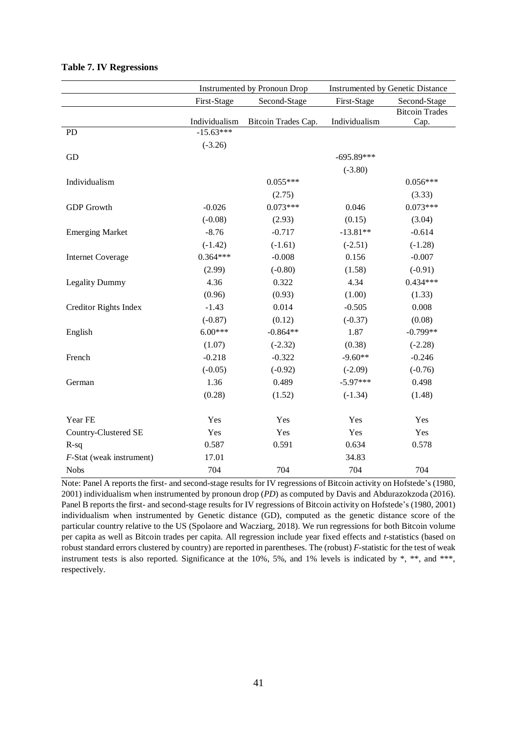**Table 7. IV Regressions**

| | Instrumented by Pronoun Drop | | Instrumented by Genetic Distance | |
|---|---|---|---|---|
| | First-Stage | Second-Stage | First-Stage | Second-Stage |
| | Individualism | Bitcoin Trades Cap. | Individualism | Bitcoin Trades Cap. |
| PD | -15.63*** | | | |
| | (-3.26) | | | |
| GD | | | -695.89*** | |
| | | | (-3.80) | |
| Individualism | | 0.055*** | | 0.056*** |
| | | (2.75) | | (3.33) |
| GDP Growth | -0.026 | 0.073*** | 0.046 | 0.073*** |
| | (-0.08) | (2.93) | (0.15) | (3.04) |
| Emerging Market | -8.76 | -0.717 | -13.81** | -0.614 |
| | (-1.42) | (-1.61) | (-2.51) | (-1.28) |
| Internet Coverage | 0.364*** | -0.008 | 0.156 | -0.007 |
| | (2.99) | (-0.80) | (1.58) | (-0.91) |
| Legality Dummy | 4.36 | 0.322 | 4.34 | 0.434*** |
| | (0.96) | (0.93) | (1.00) | (1.33) |
| Creditor Rights Index | -1.43 | 0.014 | -0.505 | 0.008 |
| | (-0.87) | (0.12) | (-0.37) | (0.08) |
| English | 6.00*** | -0.864** | 1.87 | -0.799** |
| | (1.07) | (-2.32) | (0.38) | (-2.28) |
| French | -0.218 | -0.322 | -9.60** | -0.246 |
| | (-0.05) | (-0.92) | (-2.09) | (-0.76) |
| German | 1.36 | 0.489 | -5.97*** | 0.498 |
| | (0.28) | (1.52) | (-1.34) | (1.48) |
| Year FE | Yes | Yes | Yes | Yes |
| Country-Clustered SE | Yes | Yes | Yes | Yes |
| R-sq | 0.587 | 0.591 | 0.634 | 0.578 |
| *F*-Stat (weak instrument) | 17.01 | | 34.83 | |
| Nobs | 704 | 704 | 704 | 704 |

Note: Panel A reports the first- and second-stage results for IV regressions of Bitcoin activity on Hofstede's (1980, 2001) individualism when instrumented by pronoun drop (*PD*) as computed by Davis and Abdurazokzoda (2016). Panel B reports the first- and second-stage results for IV regressions of Bitcoin activity on Hofstede's (1980, 2001) individualism when instrumented by Genetic distance (GD), computed as the genetic distance score of the particular country relative to the US (Spolaore and Wacziarg, 2018). We run regressions for both Bitcoin volume per capita as well as Bitcoin trades per capita. All regression include year fixed effects and *t*-statistics (based on robust standard errors clustered by country) are reported in parentheses. The (robust) *F*-statistic for the test of weak instrument tests is also reported. Significance at the 10%, 5%, and 1% levels is indicated by *, **, and ***, respectively.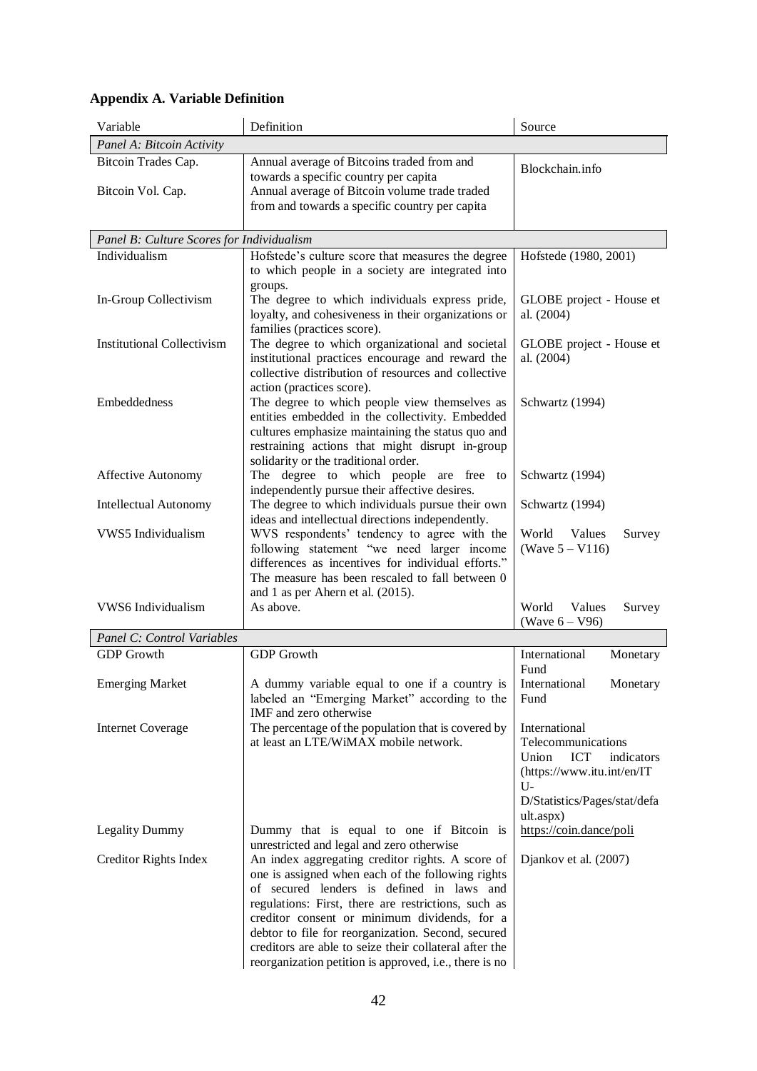## Appendix A. Variable Definition

| Variable | Definition | Source |
|---|---|---|
| *Panel A: Bitcoin Activity* | | |
| Bitcoin Trades Cap. | Annual average of Bitcoins traded from and towards a specific country per capita | Blockchain.info |
| Bitcoin Vol. Cap. | Annual average of Bitcoin volume trade traded from and towards a specific country per capita | |
| *Panel B: Culture Scores for Individualism* | | |
| Individualism | Hofstede's culture score that measures the degree to which people in a society are integrated into groups. | Hofstede (1980, 2001) |
| In-Group Collectivism | The degree to which individuals express pride, loyalty, and cohesiveness in their organizations or families (practices score). | GLOBE project - House et al. (2004) |
| Institutional Collectivism | The degree to which organizational and societal institutional practices encourage and reward the collective distribution of resources and collective action (practices score). | GLOBE project - House et al. (2004) |
| Embeddedness | The degree to which people view themselves as entities embedded in the collectivity. Embedded cultures emphasize maintaining the status quo and restraining actions that might disrupt in-group solidarity or the traditional order. | Schwartz (1994) |
| Affective Autonomy | The degree to which people are free to independently pursue their affective desires. | Schwartz (1994) |
| Intellectual Autonomy | The degree to which individuals pursue their own ideas and intellectual directions independently. | Schwartz (1994) |
| VWS5 Individualism | WVS respondents' tendency to agree with the following statement "we need larger income differences as incentives for individual efforts." The measure has been rescaled to fall between 0 and 1 as per Ahern et al. (2015). | World Values Survey (Wave 5 – V116) |
| VWS6 Individualism | As above. | World Values Survey (Wave 6 – V96) |
| *Panel C: Control Variables* | | |
| GDP Growth | GDP Growth | International Monetary Fund |
| Emerging Market | A dummy variable equal to one if a country is labeled an "Emerging Market" according to the IMF and zero otherwise | International Monetary Fund |
| Internet Coverage | The percentage of the population that is covered by at least an LTE/WiMAX mobile network. | International Telecommunications Union ICT indicators (https://www.itu.int/en/ITU-D/Statistics/Pages/stat/default.aspx) |
| Legality Dummy | Dummy that is equal to one if Bitcoin is unrestricted and legal and zero otherwise | https://coin.dance/poli |
| Creditor Rights Index | An index aggregating creditor rights. A score of one is assigned when each of the following rights of secured lenders is defined in laws and regulations: First, there are restrictions, such as creditor consent or minimum dividends, for a debtor to file for reorganization. Second, secured creditors are able to seize their collateral after the reorganization petition is approved, i.e., there is no | Djankov et al. (2007) |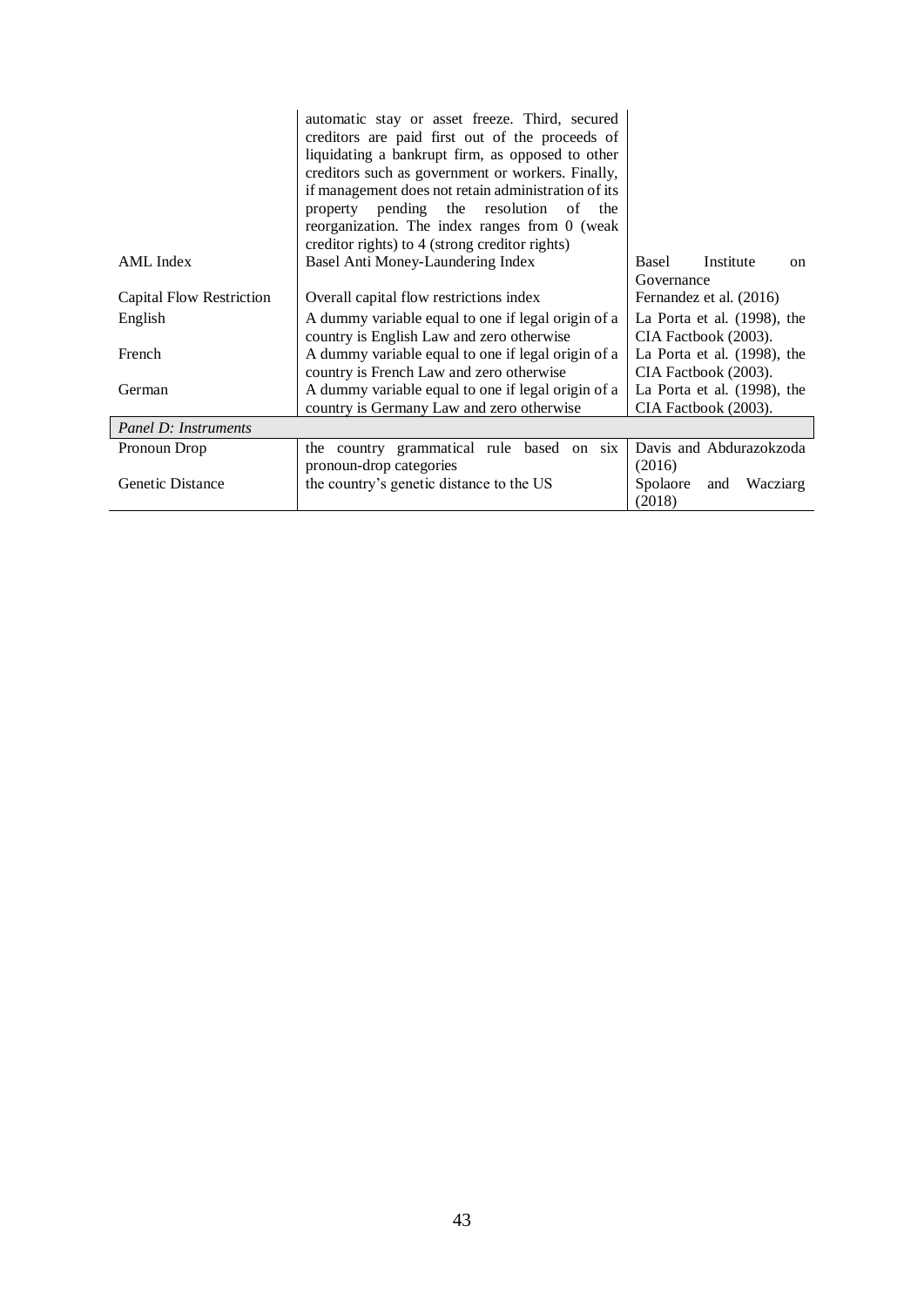| | | |
|---|---|---|
| | automatic stay or asset freeze. Third, secured creditors are paid first out of the proceeds of liquidating a bankrupt firm, as opposed to other creditors such as government or workers. Finally, if management does not retain administration of its property pending the resolution of the reorganization. The index ranges from 0 (weak creditor rights) to 4 (strong creditor rights) | |
| AML Index | Basel Anti Money-Laundering Index | Basel Institute on Governance |
| Capital Flow Restriction | Overall capital flow restrictions index | Fernandez et al. (2016) |
| English | A dummy variable equal to one if legal origin of a country is English Law and zero otherwise | La Porta et al. (1998), the CIA Factbook (2003). |
| French | A dummy variable equal to one if legal origin of a country is French Law and zero otherwise | La Porta et al. (1998), the CIA Factbook (2003). |
| German | A dummy variable equal to one if legal origin of a country is Germany Law and zero otherwise | La Porta et al. (1998), the CIA Factbook (2003). |
| *Panel D: Instruments* | | |
| Pronoun Drop | the country grammatical rule based on six pronoun-drop categories | Davis and Abdurazokzoda (2016) |
| Genetic Distance | the country's genetic distance to the US | Spolaore and Wacziarg (2018) |